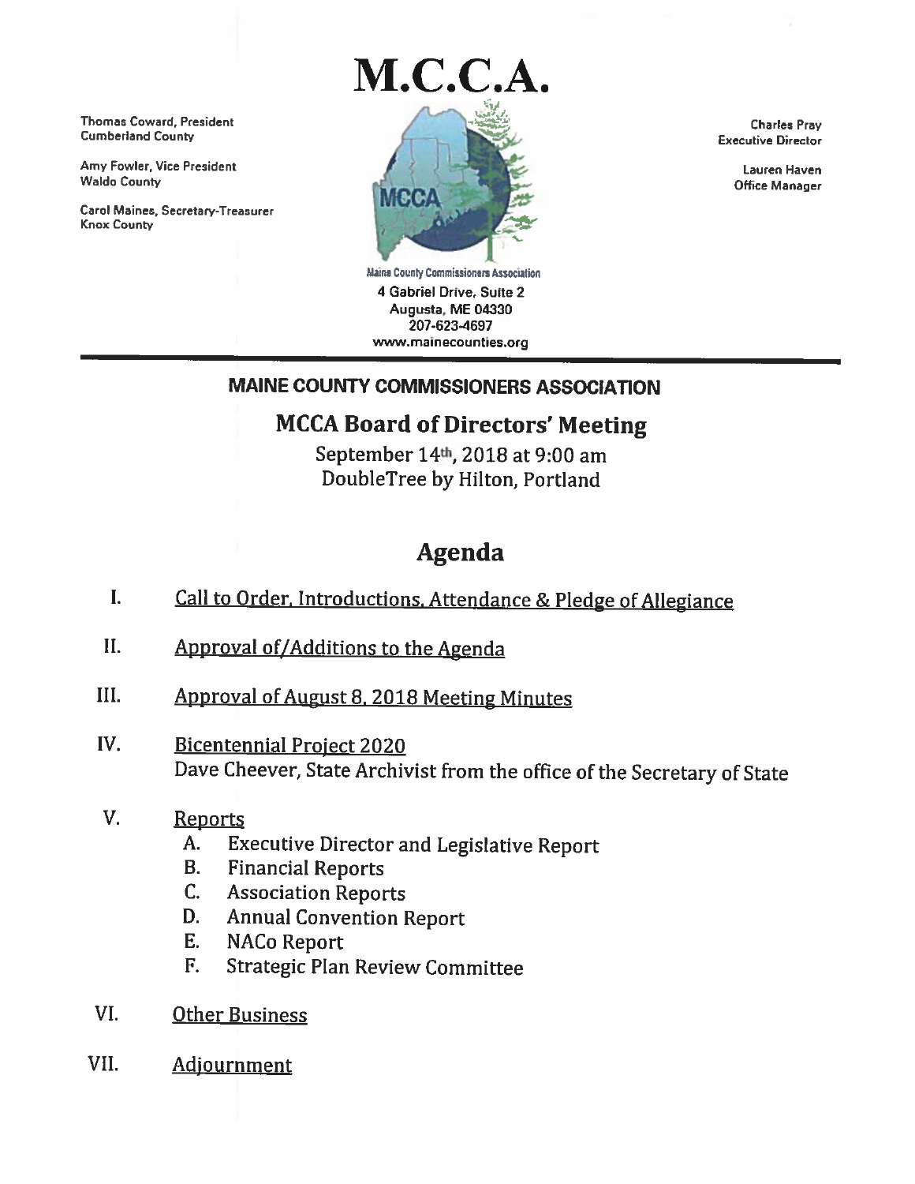# M.C.C.A.

Thomas Coward, President
Cumberland County

Amy Fowler, Vice President
Waldo County

Carol Maines, Secretary-Treasurer
Knox County

Maine County Commissioners Association
4 Gabriel Drive, Suite 2
Augusta, ME 04330
207-623-4697
www.mainecounties.org

Charles Pray
Executive Director

Lauren Haven
Office Manager

---

## MAINE COUNTY COMMISSIONERS ASSOCIATION

## MCCA Board of Directors' Meeting

September 14th, 2018 at 9:00 am
DoubleTree by Hilton, Portland

# Agenda

I. Call to Order, Introductions, Attendance & Pledge of Allegiance

II. Approval of/Additions to the Agenda

III. Approval of August 8, 2018 Meeting Minutes

IV. Bicentennial Project 2020
Dave Cheever, State Archivist from the office of the Secretary of State

V. Reports
   A. Executive Director and Legislative Report
   B. Financial Reports
   C. Association Reports
   D. Annual Convention Report
   E. NACo Report
   F. Strategic Plan Review Committee

VI. Other Business

VII. Adjournment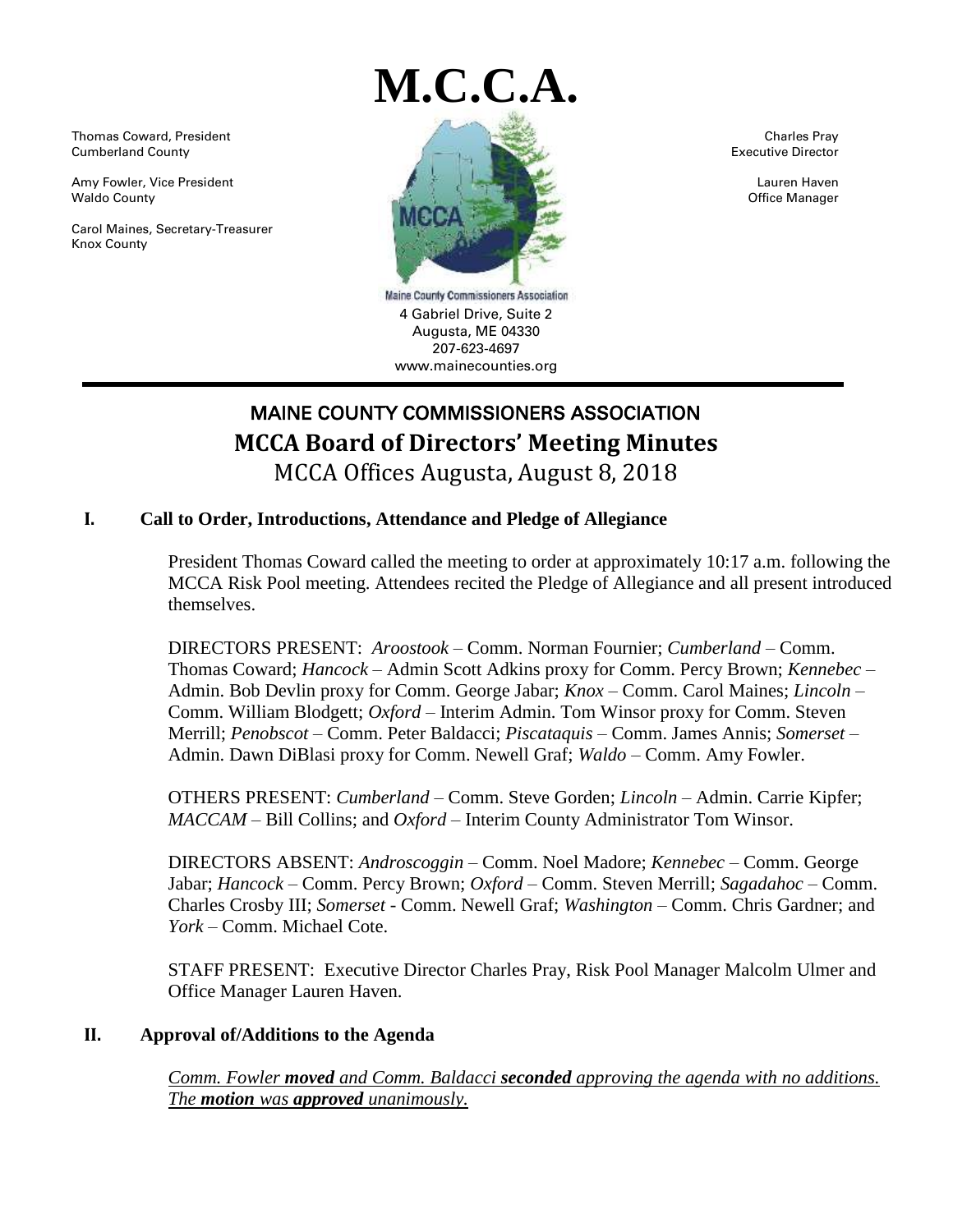# M.C.C.A.

Thomas Coward, President
Cumberland County

Amy Fowler, Vice President
Waldo County

Carol Maines, Secretary-Treasurer
Knox County

Charles Pray
Executive Director

Lauren Haven
Office Manager

Maine County Commissioners Association
4 Gabriel Drive, Suite 2
Augusta, ME 04330
207-623-4697
www.mainecounties.org

## MAINE COUNTY COMMISSIONERS ASSOCIATION

## MCCA Board of Directors' Meeting Minutes

MCCA Offices Augusta, August 8, 2018

### I. Call to Order, Introductions, Attendance and Pledge of Allegiance

President Thomas Coward called the meeting to order at approximately 10:17 a.m. following the MCCA Risk Pool meeting. Attendees recited the Pledge of Allegiance and all present introduced themselves.

DIRECTORS PRESENT: *Aroostook* – Comm. Norman Fournier; *Cumberland* – Comm. Thomas Coward; *Hancock* – Admin Scott Adkins proxy for Comm. Percy Brown; *Kennebec* – Admin. Bob Devlin proxy for Comm. George Jabar; *Knox* – Comm. Carol Maines; *Lincoln* – Comm. William Blodgett; *Oxford* – Interim Admin. Tom Winsor proxy for Comm. Steven Merrill; *Penobscot* – Comm. Peter Baldacci; *Piscataquis* – Comm. James Annis; *Somerset* – Admin. Dawn DiBlasi proxy for Comm. Newell Graf; *Waldo* – Comm. Amy Fowler.

OTHERS PRESENT: *Cumberland* – Comm. Steve Gorden; *Lincoln* – Admin. Carrie Kipfer; *MACCAM* – Bill Collins; and *Oxford* – Interim County Administrator Tom Winsor.

DIRECTORS ABSENT: *Androscoggin* – Comm. Noel Madore; *Kennebec* – Comm. George Jabar; *Hancock* – Comm. Percy Brown; *Oxford* – Comm. Steven Merrill; *Sagadahoc* – Comm. Charles Crosby III; *Somerset* - Comm. Newell Graf; *Washington* – Comm. Chris Gardner; and *York* – Comm. Michael Cote.

STAFF PRESENT: Executive Director Charles Pray, Risk Pool Manager Malcolm Ulmer and Office Manager Lauren Haven.

### II. Approval of/Additions to the Agenda

*Comm. Fowler **moved** and Comm. Baldacci **seconded** approving the agenda with no additions. The **motion** was **approved** unanimously.*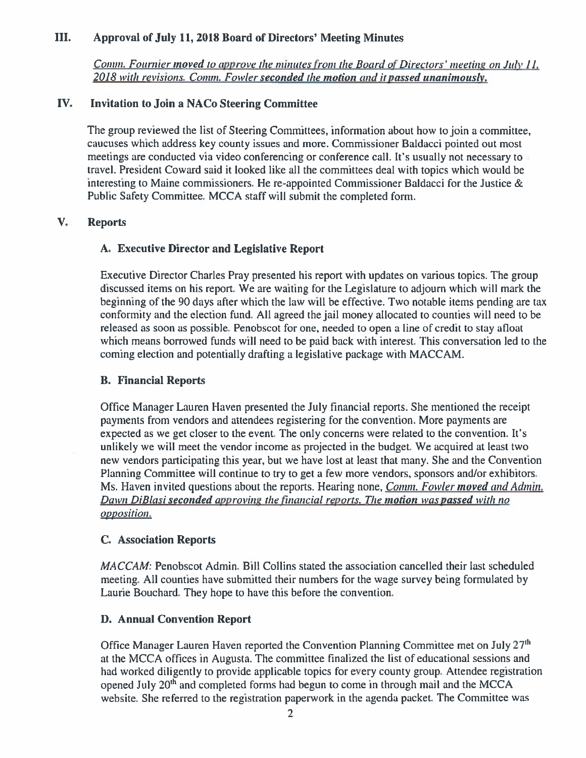## III. Approval of July 11, 2018 Board of Directors' Meeting Minutes

*Comm. Fournier **moved** to approve the minutes from the Board of Directors' meeting on July 11, 2018 with revisions. Comm. Fowler **seconded the motion** and it **passed unanimously**.*

## IV. Invitation to Join a NACo Steering Committee

The group reviewed the list of Steering Committees, information about how to join a committee, caucuses which address key county issues and more. Commissioner Baldacci pointed out most meetings are conducted via video conferencing or conference call. It's usually not necessary to travel. President Coward said it looked like all the committees deal with topics which would be interesting to Maine commissioners. He re-appointed Commissioner Baldacci for the Justice & Public Safety Committee. MCCA staff will submit the completed form.

## V. Reports

### A. Executive Director and Legislative Report

Executive Director Charles Pray presented his report with updates on various topics. The group discussed items on his report. We are waiting for the Legislature to adjourn which will mark the beginning of the 90 days after which the law will be effective. Two notable items pending are tax conformity and the election fund. All agreed the jail money allocated to counties will need to be released as soon as possible. Penobscot for one, needed to open a line of credit to stay afloat which means borrowed funds will need to be paid back with interest. This conversation led to the coming election and potentially drafting a legislative package with MACCAM.

### B. Financial Reports

Office Manager Lauren Haven presented the July financial reports. She mentioned the receipt payments from vendors and attendees registering for the convention. More payments are expected as we get closer to the event. The only concerns were related to the convention. It's unlikely we will meet the vendor income as projected in the budget. We acquired at least two new vendors participating this year, but we have lost at least that many. She and the Convention Planning Committee will continue to try to get a few more vendors, sponsors and/or exhibitors. Ms. Haven invited questions about the reports. Hearing none, *Comm. Fowler **moved** and Admin. Dawn DiBlasi **seconded** approving the financial reports. The **motion** was **passed** with no opposition.*

### C. Association Reports

*MACCAM*: Penobscot Admin. Bill Collins stated the association cancelled their last scheduled meeting. All counties have submitted their numbers for the wage survey being formulated by Laurie Bouchard. They hope to have this before the convention.

### D. Annual Convention Report

Office Manager Lauren Haven reported the Convention Planning Committee met on July 27th at the MCCA offices in Augusta. The committee finalized the list of educational sessions and had worked diligently to provide applicable topics for every county group. Attendee registration opened July 20th and completed forms had begun to come in through mail and the MCCA website. She referred to the registration paperwork in the agenda packet. The Committee was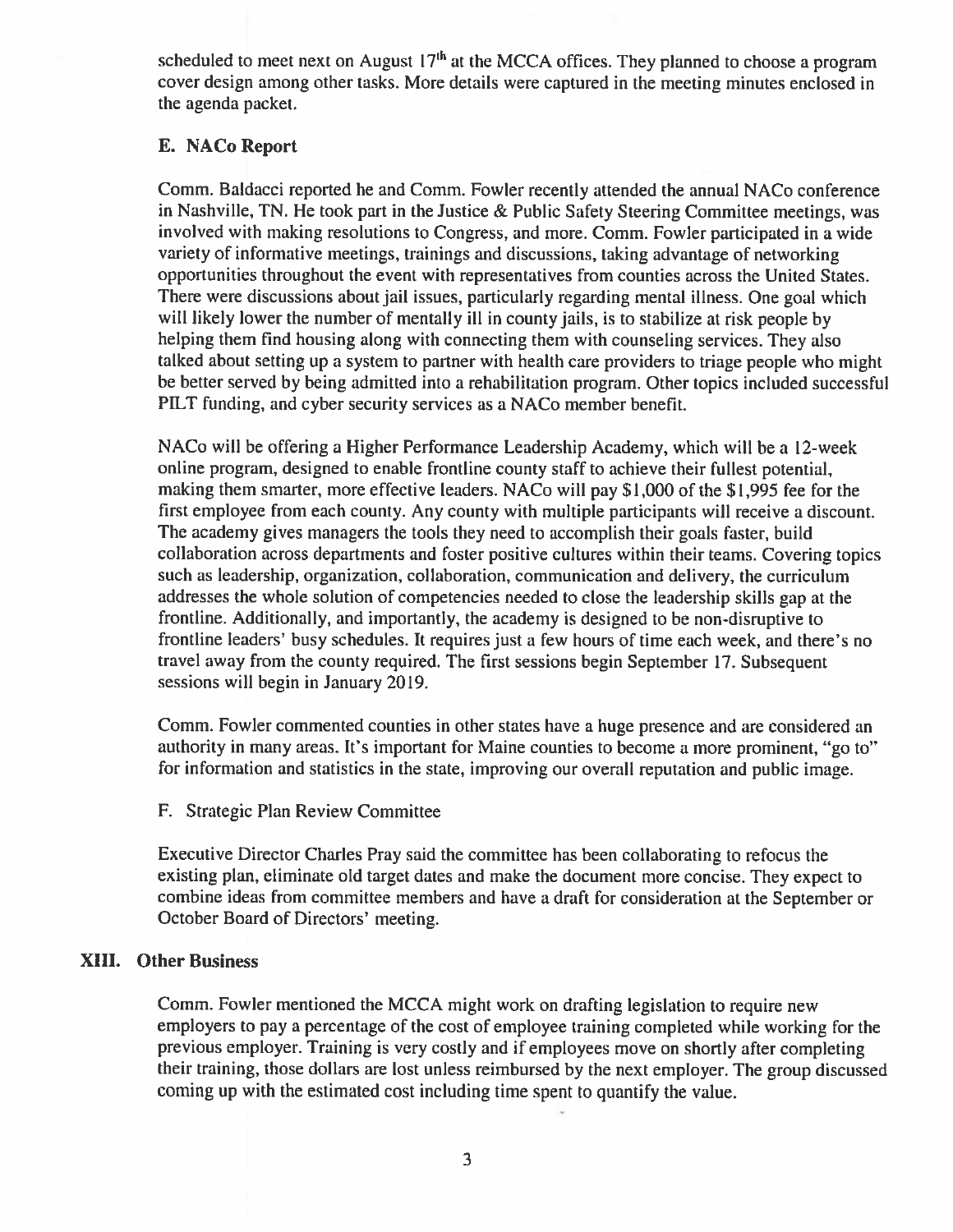scheduled to meet next on August 17th at the MCCA offices. They planned to choose a program cover design among other tasks. More details were captured in the meeting minutes enclosed in the agenda packet.

### E. NACo Report

Comm. Baldacci reported he and Comm. Fowler recently attended the annual NACo conference in Nashville, TN. He took part in the Justice & Public Safety Steering Committee meetings, was involved with making resolutions to Congress, and more. Comm. Fowler participated in a wide variety of informative meetings, trainings and discussions, taking advantage of networking opportunities throughout the event with representatives from counties across the United States. There were discussions about jail issues, particularly regarding mental illness. One goal which will likely lower the number of mentally ill in county jails, is to stabilize at risk people by helping them find housing along with connecting them with counseling services. They also talked about setting up a system to partner with health care providers to triage people who might be better served by being admitted into a rehabilitation program. Other topics included successful PILT funding, and cyber security services as a NACo member benefit.

NACo will be offering a Higher Performance Leadership Academy, which will be a 12-week online program, designed to enable frontline county staff to achieve their fullest potential, making them smarter, more effective leaders. NACo will pay $1,000 of the $1,995 fee for the first employee from each county. Any county with multiple participants will receive a discount. The academy gives managers the tools they need to accomplish their goals faster, build collaboration across departments and foster positive cultures within their teams. Covering topics such as leadership, organization, collaboration, communication and delivery, the curriculum addresses the whole solution of competencies needed to close the leadership skills gap at the frontline. Additionally, and importantly, the academy is designed to be non-disruptive to frontline leaders' busy schedules. It requires just a few hours of time each week, and there's no travel away from the county required. The first sessions begin September 17. Subsequent sessions will begin in January 2019.

Comm. Fowler commented counties in other states have a huge presence and are considered an authority in many areas. It's important for Maine counties to become a more prominent, "go to" for information and statistics in the state, improving our overall reputation and public image.

### F. Strategic Plan Review Committee

Executive Director Charles Pray said the committee has been collaborating to refocus the existing plan, eliminate old target dates and make the document more concise. They expect to combine ideas from committee members and have a draft for consideration at the September or October Board of Directors' meeting.

## XIII. Other Business

Comm. Fowler mentioned the MCCA might work on drafting legislation to require new employers to pay a percentage of the cost of employee training completed while working for the previous employer. Training is very costly and if employees move on shortly after completing their training, those dollars are lost unless reimbursed by the next employer. The group discussed coming up with the estimated cost including time spent to quantify the value.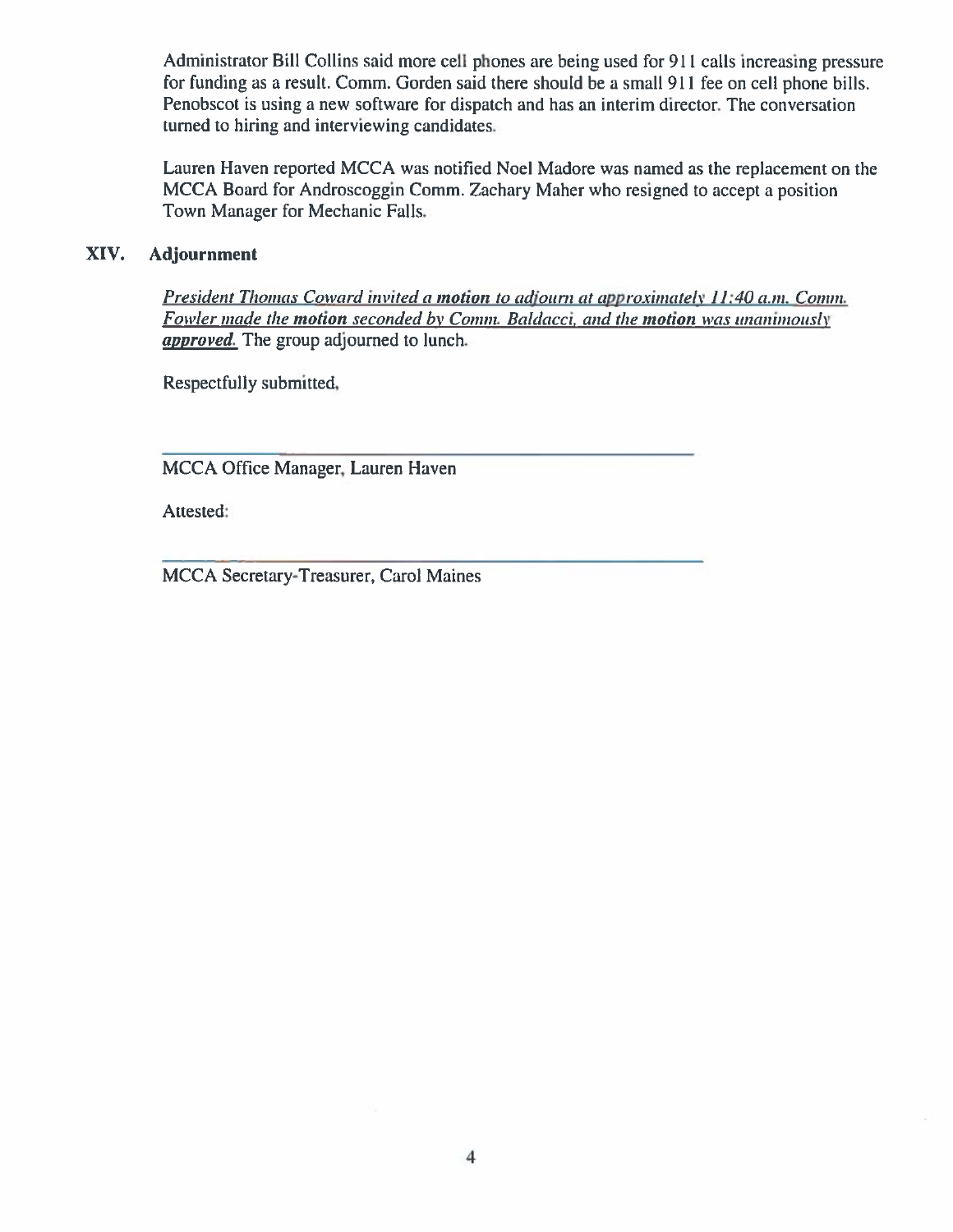Administrator Bill Collins said more cell phones are being used for 911 calls increasing pressure for funding as a result. Comm. Gorden said there should be a small 911 fee on cell phone bills. Penobscot is using a new software for dispatch and has an interim director. The conversation turned to hiring and interviewing candidates.

Lauren Haven reported MCCA was notified Noel Madore was named as the replacement on the MCCA Board for Androscoggin Comm. Zachary Maher who resigned to accept a position Town Manager for Mechanic Falls.

## XIV. Adjournment

*President Thomas Coward invited a **motion** to adjourn at approximately 11:40 a.m. Comm. Fowler made the **motion** seconded by Comm. Baldacci, and the **motion** was unanimously **approved**.* The group adjourned to lunch.

Respectfully submitted,

\_\_\_\_\_\_\_\_\_\_\_\_\_\_\_\_\_\_\_\_\_\_\_\_\_\_\_\_\_\_\_\_\_\_\_\_\_\_\_\_\_\_\_\_

MCCA Office Manager, Lauren Haven

Attested:

\_\_\_\_\_\_\_\_\_\_\_\_\_\_\_\_\_\_\_\_\_\_\_\_\_\_\_\_\_\_\_\_\_\_\_\_\_\_\_\_\_\_\_\_

MCCA Secretary-Treasurer, Carol Maines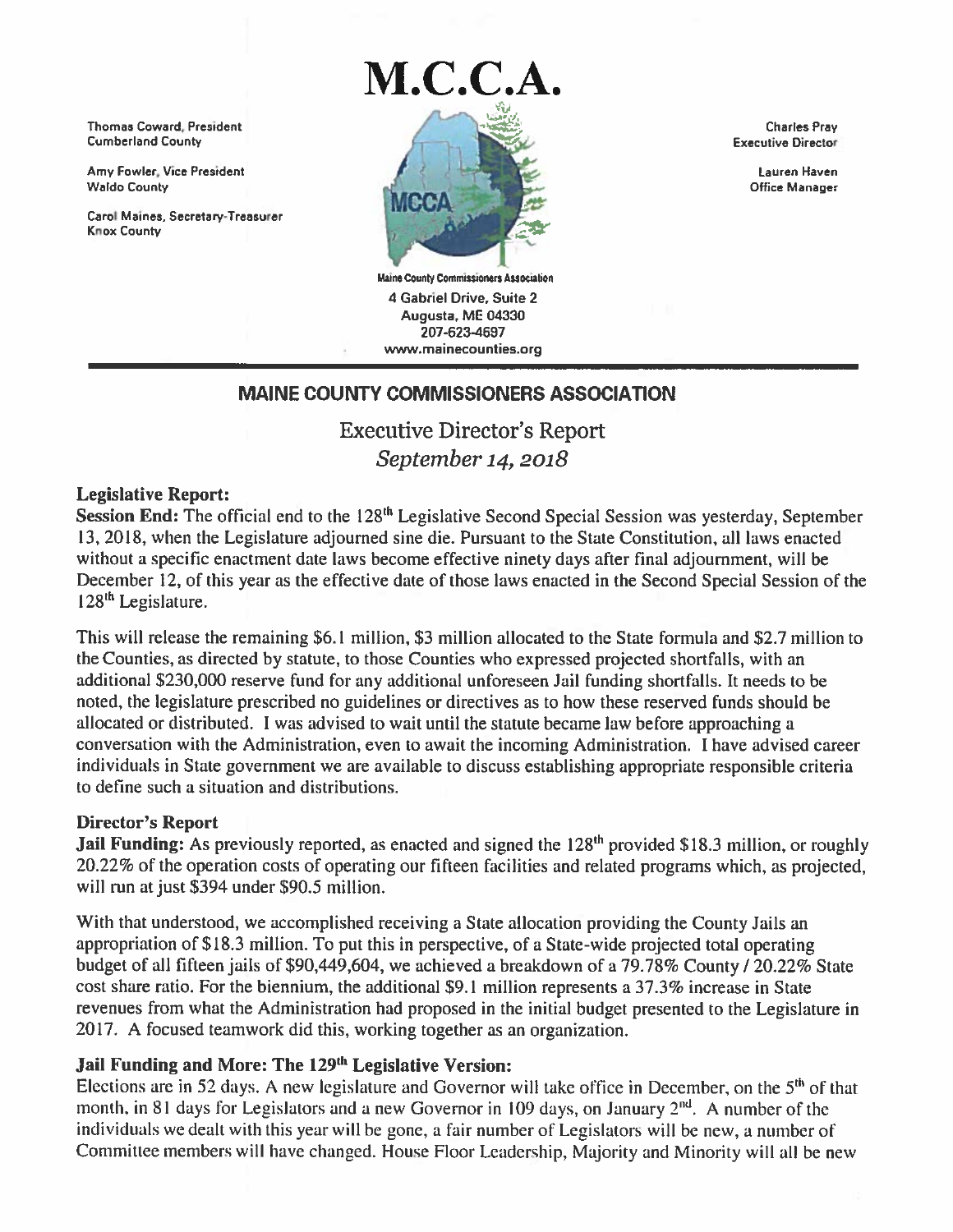# M.C.C.A.

Thomas Coward, President
Cumberland County

Amy Fowler, Vice President
Waldo County

Carol Maines, Secretary-Treasurer
Knox County

Charles Pray
Executive Director

Lauren Haven
Office Manager

Maine County Commissioners Association
4 Gabriel Drive, Suite 2
Augusta, ME 04330
207-623-4697
www.mainecounties.org

## MAINE COUNTY COMMISSIONERS ASSOCIATION

## Executive Director's Report

*September 14, 2018*

### Legislative Report:

**Session End:** The official end to the 128th Legislative Second Special Session was yesterday, September 13, 2018, when the Legislature adjourned sine die. Pursuant to the State Constitution, all laws enacted without a specific enactment date laws become effective ninety days after final adjournment, will be December 12, of this year as the effective date of those laws enacted in the Second Special Session of the 128th Legislature.

This will release the remaining $6.1 million, $3 million allocated to the State formula and $2.7 million to the Counties, as directed by statute, to those Counties who expressed projected shortfalls, with an additional $230,000 reserve fund for any additional unforeseen Jail funding shortfalls. It needs to be noted, the legislature prescribed no guidelines or directives as to how these reserved funds should be allocated or distributed. I was advised to wait until the statute became law before approaching a conversation with the Administration, even to await the incoming Administration. I have advised career individuals in State government we are available to discuss establishing appropriate responsible criteria to define such a situation and distributions.

### Director's Report

**Jail Funding:** As previously reported, as enacted and signed the 128th provided $18.3 million, or roughly 20.22% of the operation costs of operating our fifteen facilities and related programs which, as projected, will run at just $394 under $90.5 million.

With that understood, we accomplished receiving a State allocation providing the County Jails an appropriation of $18.3 million. To put this in perspective, of a State-wide projected total operating budget of all fifteen jails of $90,449,604, we achieved a breakdown of a 79.78% County / 20.22% State cost share ratio. For the biennium, the additional $9.1 million represents a 37.3% increase in State revenues from what the Administration had proposed in the initial budget presented to the Legislature in 2017. A focused teamwork did this, working together as an organization.

### Jail Funding and More: The 129th Legislative Version:

Elections are in 52 days. A new legislature and Governor will take office in December, on the 5th of that month, in 81 days for Legislators and a new Governor in 109 days, on January 2nd. A number of the individuals we dealt with this year will be gone, a fair number of Legislators will be new, a number of Committee members will have changed. House Floor Leadership, Majority and Minority will all be new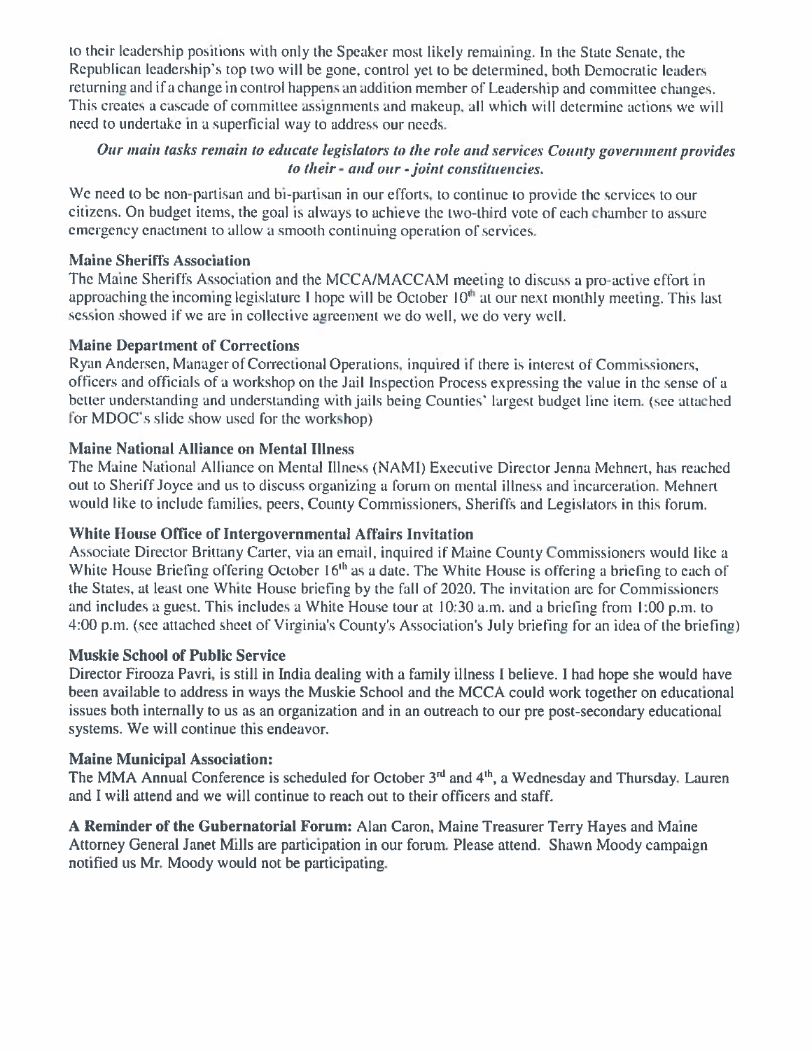to their leadership positions with only the Speaker most likely remaining. In the State Senate, the Republican leadership's top two will be gone, control yet to be determined, both Democratic leaders returning and if a change in control happens an addition member of Leadership and committee changes. This creates a cascade of committee assignments and makeup, all which will determine actions we will need to undertake in a superficial way to address our needs.

***Our main tasks remain to educate legislators to the role and services County government provides to their - and our - joint constituencies.***

We need to be non-partisan and bi-partisan in our efforts, to continue to provide the services to our citizens. On budget items, the goal is always to achieve the two-third vote of each chamber to assure emergency enactment to allow a smooth continuing operation of services.

**Maine Sheriffs Association**

The Maine Sheriffs Association and the MCCA/MACCAM meeting to discuss a pro-active effort in approaching the incoming legislature I hope will be October 10th at our next monthly meeting. This last session showed if we are in collective agreement we do well, we do very well.

**Maine Department of Corrections**

Ryan Andersen, Manager of Correctional Operations, inquired if there is interest of Commissioners, officers and officials of a workshop on the Jail Inspection Process expressing the value in the sense of a better understanding and understanding with jails being Counties' largest budget line item. (see attached for MDOC's slide show used for the workshop)

**Maine National Alliance on Mental Illness**

The Maine National Alliance on Mental Illness (NAMI) Executive Director Jenna Mehnert, has reached out to Sheriff Joyce and us to discuss organizing a forum on mental illness and incarceration. Mehnert would like to include families, peers, County Commissioners, Sheriffs and Legislators in this forum.

**White House Office of Intergovernmental Affairs Invitation**

Associate Director Brittany Carter, via an email, inquired if Maine County Commissioners would like a White House Briefing offering October 16th as a date. The White House is offering a briefing to each of the States, at least one White House briefing by the fall of 2020. The invitation are for Commissioners and includes a guest. This includes a White House tour at 10:30 a.m. and a briefing from 1:00 p.m. to 4:00 p.m. (see attached sheet of Virginia's County's Association's July briefing for an idea of the briefing)

**Muskie School of Public Service**

Director Firooza Pavri, is still in India dealing with a family illness I believe. I had hope she would have been available to address in ways the Muskie School and the MCCA could work together on educational issues both internally to us as an organization and in an outreach to our pre post-secondary educational systems. We will continue this endeavor.

**Maine Municipal Association:**

The MMA Annual Conference is scheduled for October 3rd and 4th, a Wednesday and Thursday. Lauren and I will attend and we will continue to reach out to their officers and staff.

**A Reminder of the Gubernatorial Forum:** Alan Caron, Maine Treasurer Terry Hayes and Maine Attorney General Janet Mills are participation in our forum. Please attend. Shawn Moody campaign notified us Mr. Moody would not be participating.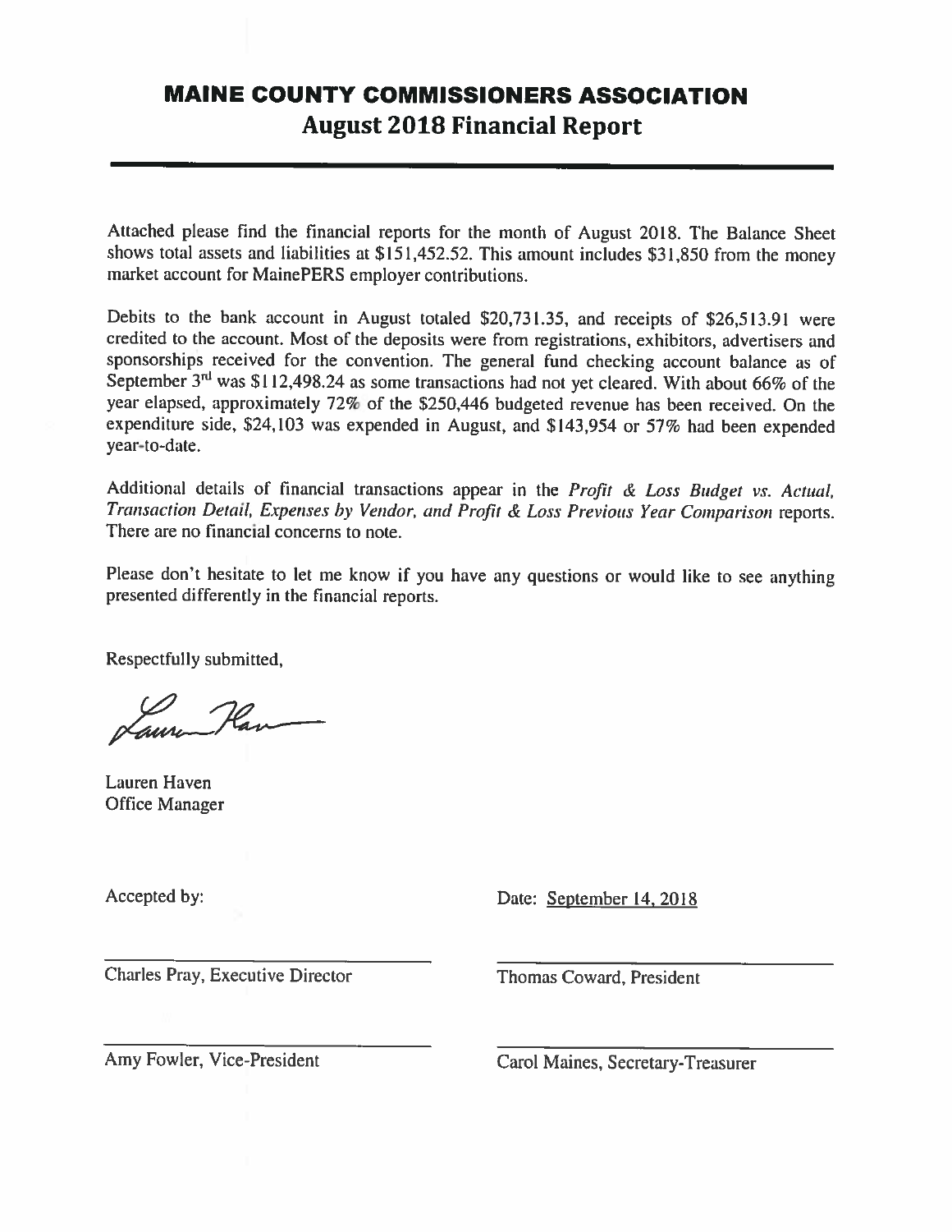# MAINE COUNTY COMMISSIONERS ASSOCIATION

## August 2018 Financial Report

Attached please find the financial reports for the month of August 2018. The Balance Sheet shows total assets and liabilities at $151,452.52. This amount includes $31,850 from the money market account for MainePERS employer contributions.

Debits to the bank account in August totaled $20,731.35, and receipts of $26,513.91 were credited to the account. Most of the deposits were from registrations, exhibitors, advertisers and sponsorships received for the convention. The general fund checking account balance as of September 3rd was $112,498.24 as some transactions had not yet cleared. With about 66% of the year elapsed, approximately 72% of the $250,446 budgeted revenue has been received. On the expenditure side, $24,103 was expended in August, and $143,954 or 57% had been expended year-to-date.

Additional details of financial transactions appear in the *Profit & Loss Budget vs. Actual, Transaction Detail, Expenses by Vendor, and Profit & Loss Previous Year Comparison* reports. There are no financial concerns to note.

Please don't hesitate to let me know if you have any questions or would like to see anything presented differently in the financial reports.

Respectfully submitted,

Lauren Haven
Office Manager

Accepted by: Date: September 14, 2018

Charles Pray, Executive Director

Thomas Coward, President

Amy Fowler, Vice-President

Carol Maines, Secretary-Treasurer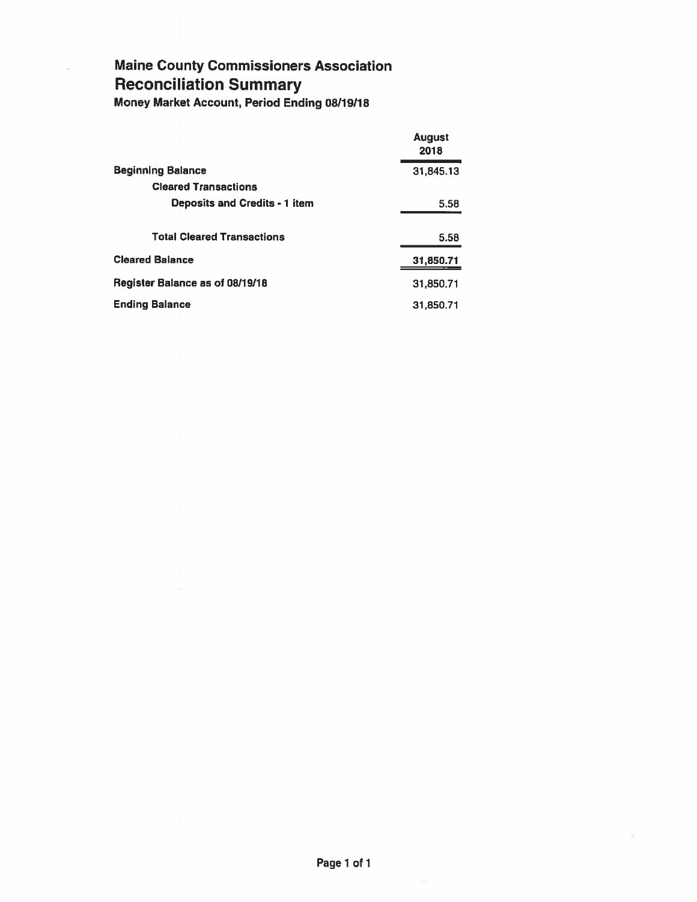# Maine County Commissioners Association

## Reconciliation Summary

**Money Market Account, Period Ending 08/19/18**

| | August 2018 |
|---|---|
| **Beginning Balance** | 31,845.13 |
| **Cleared Transactions** | |
| **Deposits and Credits - 1 item** | 5.58 |
| **Total Cleared Transactions** | 5.58 |
| **Cleared Balance** | 31,850.71 |
| **Register Balance as of 08/19/18** | 31,850.71 |
| **Ending Balance** | 31,850.71 |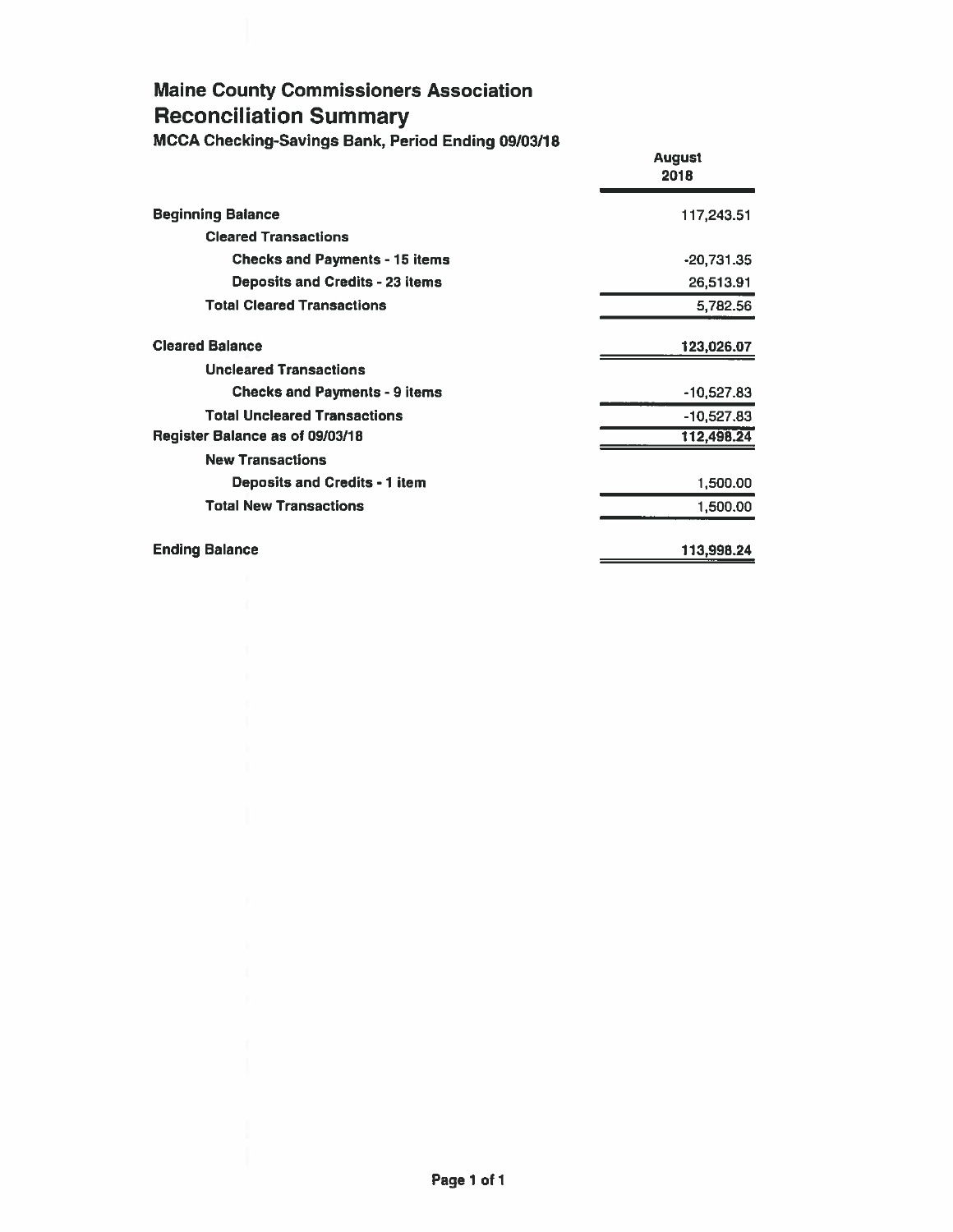# Maine County Commissioners Association

## Reconciliation Summary

### MCCA Checking-Savings Bank, Period Ending 09/03/18

| | August 2018 |
|---|---|
| **Beginning Balance** | 117,243.51 |
| **Cleared Transactions** | |
| **Checks and Payments - 15 items** | -20,731.35 |
| **Deposits and Credits - 23 items** | 26,513.91 |
| **Total Cleared Transactions** | 5,782.56 |
| **Cleared Balance** | 123,026.07 |
| **Uncleared Transactions** | |
| **Checks and Payments - 9 items** | -10,527.83 |
| **Total Uncleared Transactions** | -10,527.83 |
| **Register Balance as of 09/03/18** | 112,498.24 |
| **New Transactions** | |
| **Deposits and Credits - 1 item** | 1,500.00 |
| **Total New Transactions** | 1,500.00 |
| **Ending Balance** | 113,998.24 |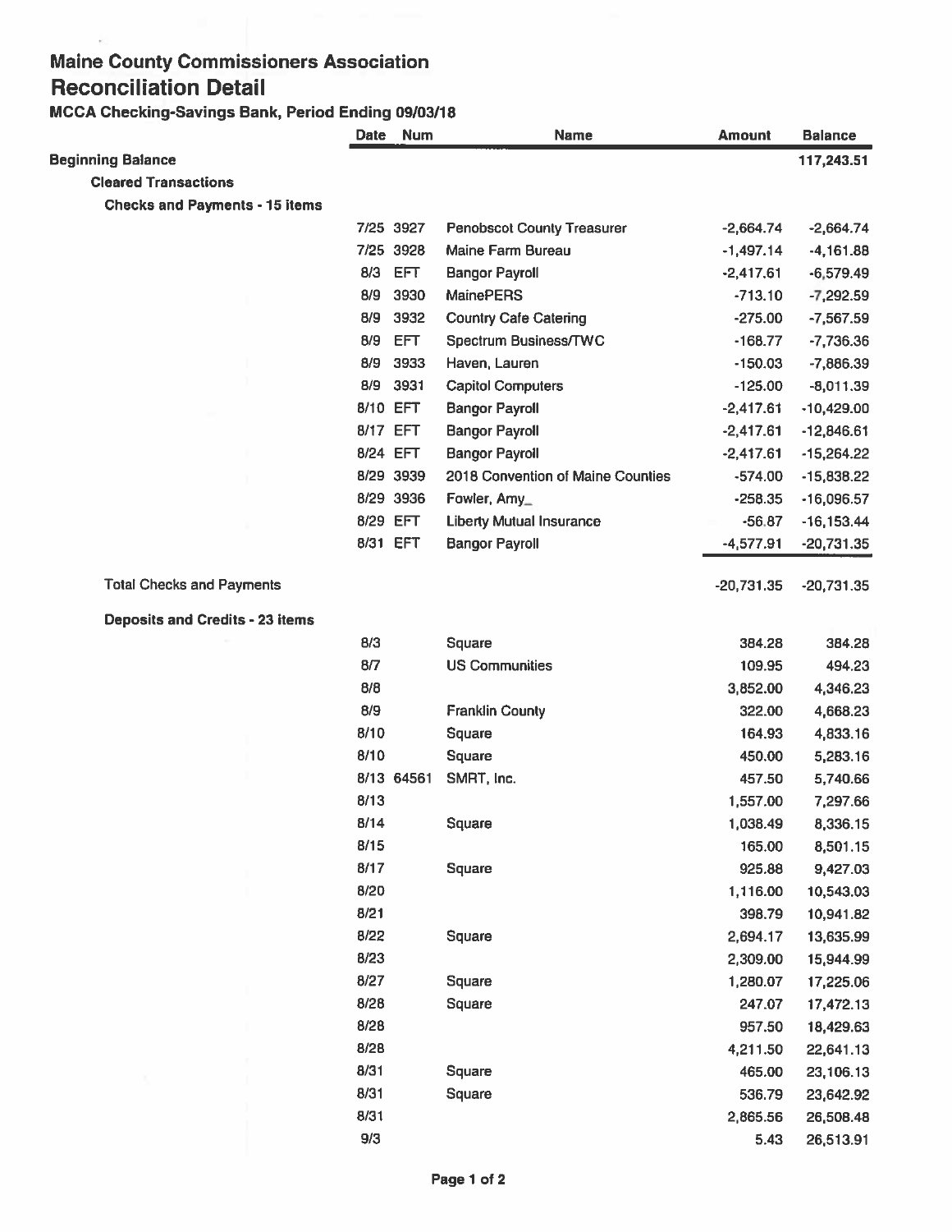# Maine County Commissioners Association

## Reconciliation Detail

### MCCA Checking-Savings Bank, Period Ending 09/03/18

| | Date | Num | Name | Amount | Balance |
|---|---|---|---|---|---|
| **Beginning Balance** | | | | | **117,243.51** |
| **Cleared Transactions** | | | | | |
| **Checks and Payments - 15 items** | | | | | |
| | 7/25 | 3927 | Penobscot County Treasurer | -2,664.74 | -2,664.74 |
| | 7/25 | 3928 | Maine Farm Bureau | -1,497.14 | -4,161.88 |
| | 8/3 | EFT | Bangor Payroll | -2,417.61 | -6,579.49 |
| | 8/9 | 3930 | MainePERS | -713.10 | -7,292.59 |
| | 8/9 | 3932 | Country Cafe Catering | -275.00 | -7,567.59 |
| | 8/9 | EFT | Spectrum Business/TWC | -168.77 | -7,736.36 |
| | 8/9 | 3933 | Haven, Lauren | -150.03 | -7,886.39 |
| | 8/9 | 3931 | Capitol Computers | -125.00 | -8,011.39 |
| | 8/10 | EFT | Bangor Payroll | -2,417.61 | -10,429.00 |
| | 8/17 | EFT | Bangor Payroll | -2,417.61 | -12,846.61 |
| | 8/24 | EFT | Bangor Payroll | -2,417.61 | -15,264.22 |
| | 8/29 | 3939 | 2018 Convention of Maine Counties | -574.00 | -15,838.22 |
| | 8/29 | 3936 | Fowler, Amy_ | -258.35 | -16,096.57 |
| | 8/29 | EFT | Liberty Mutual Insurance | -56.87 | -16,153.44 |
| | 8/31 | EFT | Bangor Payroll | -4,577.91 | -20,731.35 |
| **Total Checks and Payments** | | | | -20,731.35 | -20,731.35 |
| **Deposits and Credits - 23 items** | | | | | |
| | 8/3 | | Square | 384.28 | 384.28 |
| | 8/7 | | US Communities | 109.95 | 494.23 |
| | 8/8 | | | 3,852.00 | 4,346.23 |
| | 8/9 | | Franklin County | 322.00 | 4,668.23 |
| | 8/10 | | Square | 164.93 | 4,833.16 |
| | 8/10 | | Square | 450.00 | 5,283.16 |
| | 8/13 | 64561 | SMRT, Inc. | 457.50 | 5,740.66 |
| | 8/13 | | | 1,557.00 | 7,297.66 |
| | 8/14 | | Square | 1,038.49 | 8,336.15 |
| | 8/15 | | | 165.00 | 8,501.15 |
| | 8/17 | | Square | 925.88 | 9,427.03 |
| | 8/20 | | | 1,116.00 | 10,543.03 |
| | 8/21 | | | 398.79 | 10,941.82 |
| | 8/22 | | Square | 2,694.17 | 13,635.99 |
| | 8/23 | | | 2,309.00 | 15,944.99 |
| | 8/27 | | Square | 1,280.07 | 17,225.06 |
| | 8/28 | | Square | 247.07 | 17,472.13 |
| | 8/28 | | | 957.50 | 18,429.63 |
| | 8/28 | | | 4,211.50 | 22,641.13 |
| | 8/31 | | Square | 465.00 | 23,106.13 |
| | 8/31 | | Square | 536.79 | 23,642.92 |
| | 8/31 | | | 2,865.56 | 26,508.48 |
| | 9/3 | | | 5.43 | 26,513.91 |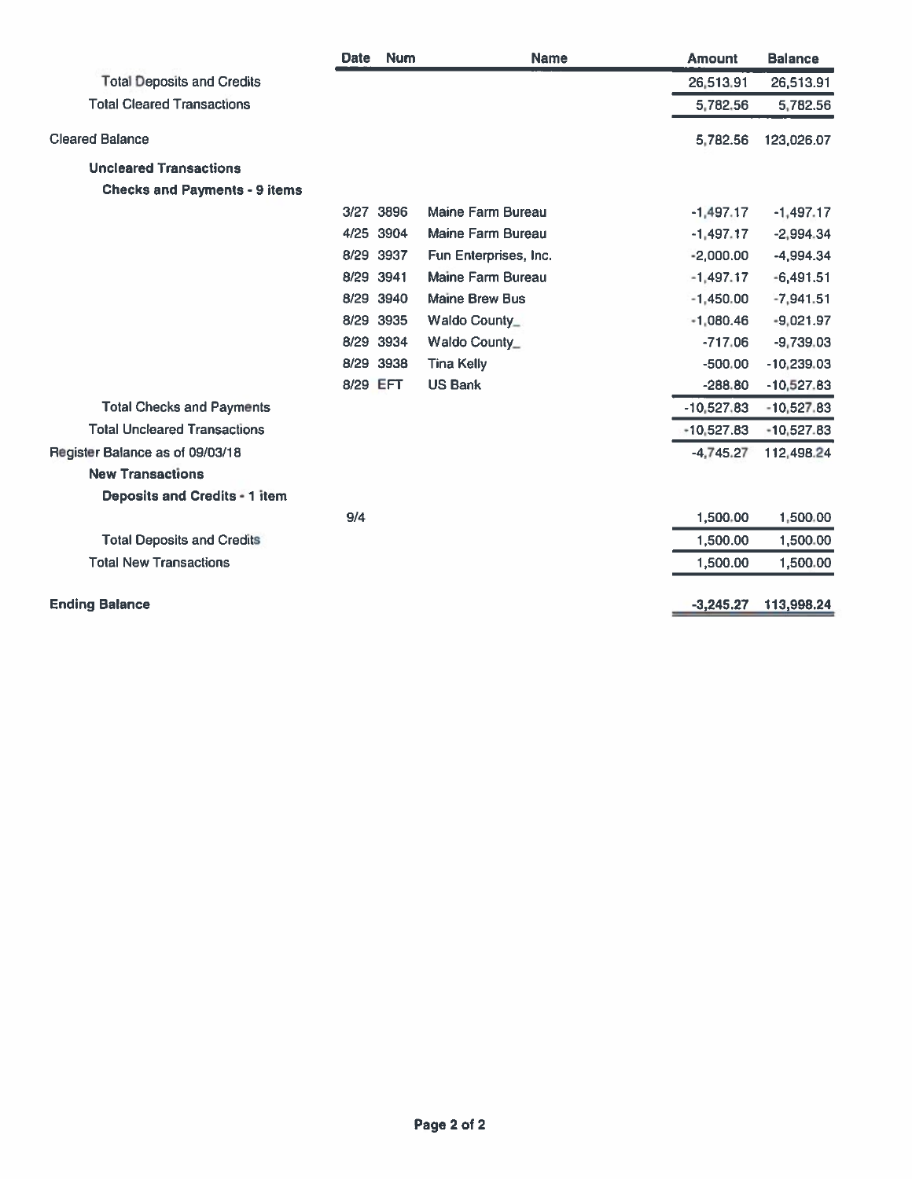| | Date | Num | Name | Amount | Balance |
|---|---|---|---|---|---|
| Total Deposits and Credits | | | | 26,513.91 | 26,513.91 |
| Total Cleared Transactions | | | | 5,782.56 | 5,782.56 |
| Cleared Balance | | | | 5,782.56 | 123,026.07 |
| **Uncleared Transactions** | | | | | |
| **Checks and Payments - 9 items** | | | | | |
| | 3/27 | 3896 | Maine Farm Bureau | -1,497.17 | -1,497.17 |
| | 4/25 | 3904 | Maine Farm Bureau | -1,497.17 | -2,994.34 |
| | 8/29 | 3937 | Fun Enterprises, Inc. | -2,000.00 | -4,994.34 |
| | 8/29 | 3941 | Maine Farm Bureau | -1,497.17 | -6,491.51 |
| | 8/29 | 3940 | Maine Brew Bus | -1,450.00 | -7,941.51 |
| | 8/29 | 3935 | Waldo County_ | -1,080.46 | -9,021.97 |
| | 8/29 | 3934 | Waldo County_ | -717.06 | -9,739.03 |
| | 8/29 | 3938 | Tina Kelly | -500.00 | -10,239.03 |
| | 8/29 | EFT | US Bank | -288.80 | -10,527.83 |
| Total Checks and Payments | | | | -10,527.83 | -10,527.83 |
| Total Uncleared Transactions | | | | -10,527.83 | -10,527.83 |
| Register Balance as of 09/03/18 | | | | -4,745.27 | 112,498.24 |
| **New Transactions** | | | | | |
| **Deposits and Credits - 1 item** | | | | | |
| | 9/4 | | | 1,500.00 | 1,500.00 |
| Total Deposits and Credits | | | | 1,500.00 | 1,500.00 |
| Total New Transactions | | | | 1,500.00 | 1,500.00 |
| **Ending Balance** | | | | -3,245.27 | 113,998.24 |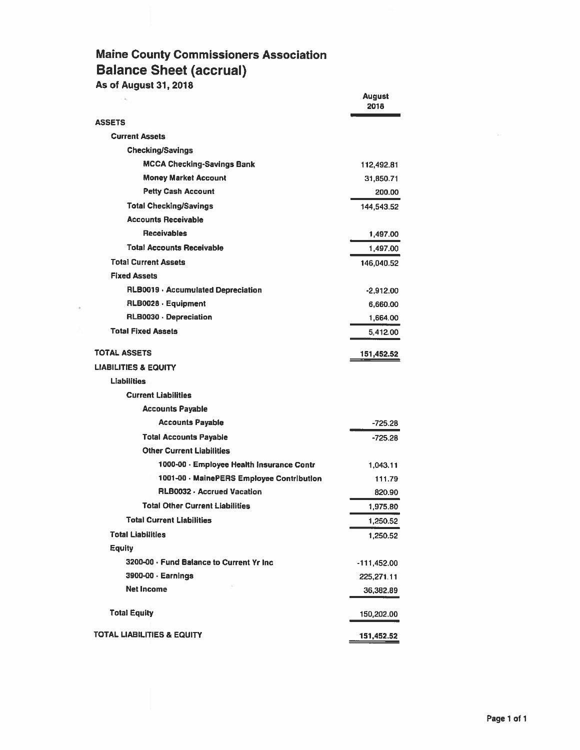# Maine County Commissioners Association

## Balance Sheet (accrual)

### As of August 31, 2018

| | August 2018 |
|---|---|
| **ASSETS** | |
| **Current Assets** | |
| **Checking/Savings** | |
| **MCCA Checking-Savings Bank** | 112,492.81 |
| **Money Market Account** | 31,850.71 |
| **Petty Cash Account** | 200.00 |
| **Total Checking/Savings** | 144,543.52 |
| **Accounts Receivable** | |
| **Receivables** | 1,497.00 |
| **Total Accounts Receivable** | 1,497.00 |
| **Total Current Assets** | 146,040.52 |
| **Fixed Assets** | |
| **RLB0019 · Accumulated Depreciation** | -2,912.00 |
| **RLB0028 · Equipment** | 6,660.00 |
| **RLB0030 · Depreciation** | 1,664.00 |
| **Total Fixed Assets** | 5,412.00 |
| **TOTAL ASSETS** | 151,452.52 |
| **LIABILITIES & EQUITY** | |
| **Liabilities** | |
| **Current Liabilities** | |
| **Accounts Payable** | |
| **Accounts Payable** | -725.28 |
| **Total Accounts Payable** | -725.28 |
| **Other Current Liabilities** | |
| **1000-00 · Employee Health Insurance Contr** | 1,043.11 |
| **1001-00 · MainePERS Employee Contribution** | 111.79 |
| **RLB0032 · Accrued Vacation** | 820.90 |
| **Total Other Current Liabilities** | 1,975.80 |
| **Total Current Liabilities** | 1,250.52 |
| **Total Liabilities** | 1,250.52 |
| **Equity** | |
| **3200-00 · Fund Balance to Current Yr Inc** | -111,452.00 |
| **3900-00 · Earnings** | 225,271.11 |
| **Net Income** | 36,382.89 |
| **Total Equity** | 150,202.00 |
| **TOTAL LIABILITIES & EQUITY** | 151,452.52 |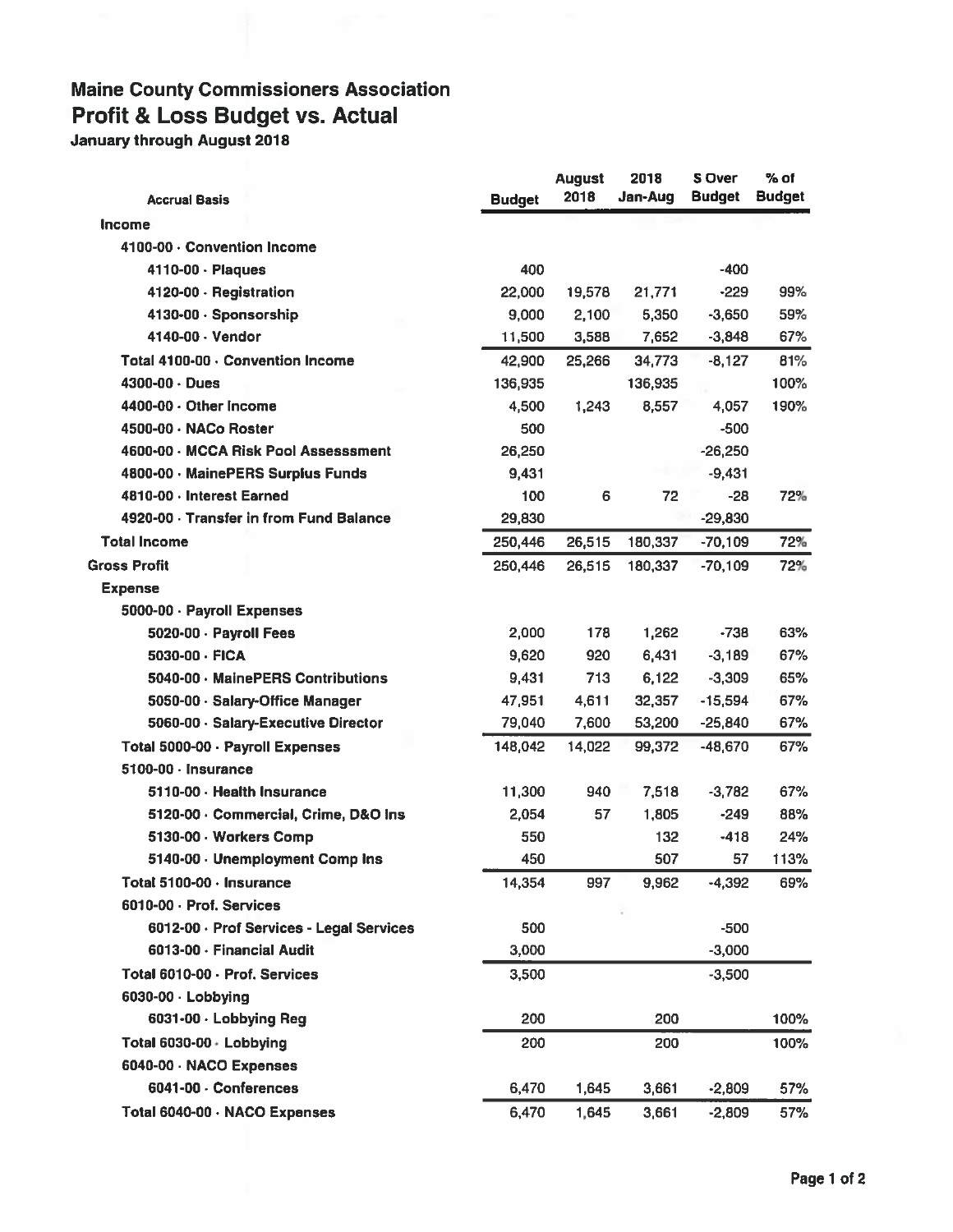# Maine County Commissioners Association

## Profit & Loss Budget vs. Actual

### January through August 2018

| Accrual Basis | Budget | August 2018 | 2018 Jan-Aug | $ Over Budget | % of Budget |
|---|---|---|---|---|---|
| **Income** | | | | | |
| 4100-00 · Convention Income | | | | | |
| 4110-00 · Plaques | 400 | | | -400 | |
| 4120-00 · Registration | 22,000 | 19,578 | 21,771 | -229 | 99% |
| 4130-00 · Sponsorship | 9,000 | 2,100 | 5,350 | -3,650 | 59% |
| 4140-00 · Vendor | 11,500 | 3,588 | 7,652 | -3,848 | 67% |
| Total 4100-00 · Convention Income | 42,900 | 25,266 | 34,773 | -8,127 | 81% |
| 4300-00 · Dues | 136,935 | | 136,935 | | 100% |
| 4400-00 · Other Income | 4,500 | 1,243 | 8,557 | 4,057 | 190% |
| 4500-00 · NACo Roster | 500 | | | -500 | |
| 4600-00 · MCCA Risk Pool Assesssment | 26,250 | | | -26,250 | |
| 4800-00 · MainePERS Surplus Funds | 9,431 | | | -9,431 | |
| 4810-00 · Interest Earned | 100 | 6 | 72 | -28 | 72% |
| 4920-00 · Transfer in from Fund Balance | 29,830 | | | -29,830 | |
| **Total Income** | 250,446 | 26,515 | 180,337 | -70,109 | 72% |
| **Gross Profit** | 250,446 | 26,515 | 180,337 | -70,109 | 72% |
| **Expense** | | | | | |
| 5000-00 · Payroll Expenses | | | | | |
| 5020-00 · Payroll Fees | 2,000 | 178 | 1,262 | -738 | 63% |
| 5030-00 · FICA | 9,620 | 920 | 6,431 | -3,189 | 67% |
| 5040-00 · MainePERS Contributions | 9,431 | 713 | 6,122 | -3,309 | 65% |
| 5050-00 · Salary-Office Manager | 47,951 | 4,611 | 32,357 | -15,594 | 67% |
| 5060-00 · Salary-Executive Director | 79,040 | 7,600 | 53,200 | -25,840 | 67% |
| Total 5000-00 · Payroll Expenses | 148,042 | 14,022 | 99,372 | -48,670 | 67% |
| 5100-00 · Insurance | | | | | |
| 5110-00 · Health Insurance | 11,300 | 940 | 7,518 | -3,782 | 67% |
| 5120-00 · Commercial, Crime, D&O Ins | 2,054 | 57 | 1,805 | -249 | 88% |
| 5130-00 · Workers Comp | 550 | | 132 | -418 | 24% |
| 5140-00 · Unemployment Comp Ins | 450 | | 507 | 57 | 113% |
| Total 5100-00 · Insurance | 14,354 | 997 | 9,962 | -4,392 | 69% |
| 6010-00 · Prof. Services | | | | | |
| 6012-00 · Prof Services - Legal Services | 500 | | | -500 | |
| 6013-00 · Financial Audit | 3,000 | | | -3,000 | |
| Total 6010-00 · Prof. Services | 3,500 | | | -3,500 | |
| 6030-00 · Lobbying | | | | | |
| 6031-00 · Lobbying Reg | 200 | | 200 | | 100% |
| Total 6030-00 · Lobbying | 200 | | 200 | | 100% |
| 6040-00 · NACO Expenses | | | | | |
| 6041-00 · Conferences | 6,470 | 1,645 | 3,661 | -2,809 | 57% |
| Total 6040-00 · NACO Expenses | 6,470 | 1,645 | 3,661 | -2,809 | 57% |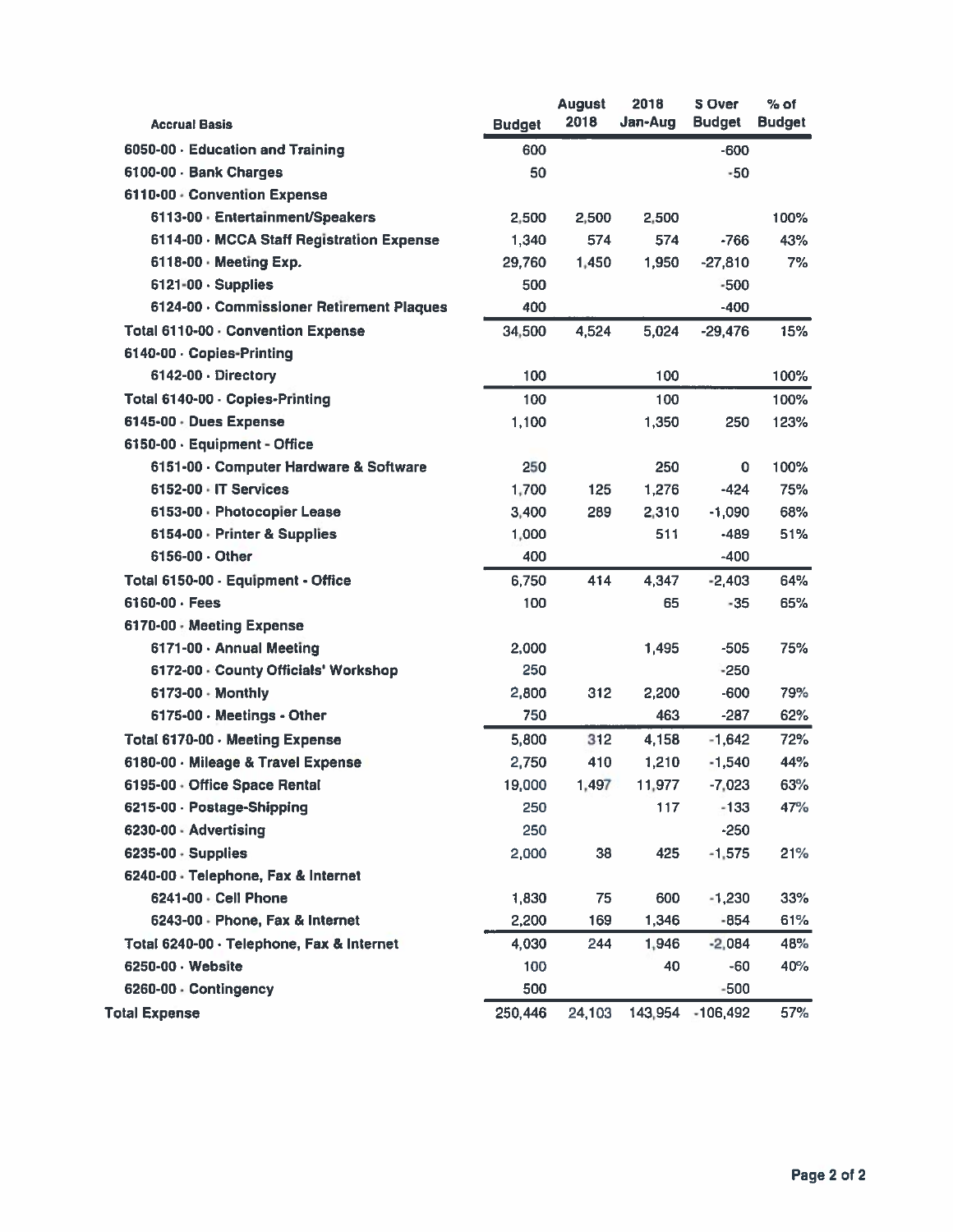| Accrual Basis | Budget | August 2018 | 2018 Jan-Aug | $ Over Budget | % of Budget |
|---|---|---|---|---|---|
| 6050-00 · Education and Training | 600 | | | -600 | |
| 6100-00 · Bank Charges | 50 | | | -50 | |
| 6110-00 · Convention Expense | | | | | |
| 6113-00 · Entertainment/Speakers | 2,500 | 2,500 | 2,500 | | 100% |
| 6114-00 · MCCA Staff Registration Expense | 1,340 | 574 | 574 | -766 | 43% |
| 6118-00 · Meeting Exp. | 29,760 | 1,450 | 1,950 | -27,810 | 7% |
| 6121-00 · Supplies | 500 | | | -500 | |
| 6124-00 · Commissioner Retirement Plaques | 400 | | | -400 | |
| Total 6110-00 · Convention Expense | 34,500 | 4,524 | 5,024 | -29,476 | 15% |
| 6140-00 · Copies-Printing | | | | | |
| 6142-00 · Directory | 100 | | 100 | | 100% |
| Total 6140-00 · Copies-Printing | 100 | | 100 | | 100% |
| 6145-00 · Dues Expense | 1,100 | | 1,350 | 250 | 123% |
| 6150-00 · Equipment - Office | | | | | |
| 6151-00 · Computer Hardware & Software | 250 | | 250 | 0 | 100% |
| 6152-00 · IT Services | 1,700 | 125 | 1,276 | -424 | 75% |
| 6153-00 · Photocopier Lease | 3,400 | 289 | 2,310 | -1,090 | 68% |
| 6154-00 · Printer & Supplies | 1,000 | | 511 | -489 | 51% |
| 6156-00 · Other | 400 | | | -400 | |
| Total 6150-00 · Equipment - Office | 6,750 | 414 | 4,347 | -2,403 | 64% |
| 6160-00 · Fees | 100 | | 65 | -35 | 65% |
| 6170-00 · Meeting Expense | | | | | |
| 6171-00 · Annual Meeting | 2,000 | | 1,495 | -505 | 75% |
| 6172-00 · County Officials' Workshop | 250 | | | -250 | |
| 6173-00 · Monthly | 2,800 | 312 | 2,200 | -600 | 79% |
| 6175-00 · Meetings - Other | 750 | | 463 | -287 | 62% |
| Total 6170-00 · Meeting Expense | 5,800 | 312 | 4,158 | -1,642 | 72% |
| 6180-00 · Mileage & Travel Expense | 2,750 | 410 | 1,210 | -1,540 | 44% |
| 6195-00 · Office Space Rental | 19,000 | 1,497 | 11,977 | -7,023 | 63% |
| 6215-00 · Postage-Shipping | 250 | | 117 | -133 | 47% |
| 6230-00 · Advertising | 250 | | | -250 | |
| 6235-00 · Supplies | 2,000 | 38 | 425 | -1,575 | 21% |
| 6240-00 · Telephone, Fax & Internet | | | | | |
| 6241-00 · Cell Phone | 1,830 | 75 | 600 | -1,230 | 33% |
| 6243-00 · Phone, Fax & Internet | 2,200 | 169 | 1,346 | -854 | 61% |
| Total 6240-00 · Telephone, Fax & Internet | 4,030 | 244 | 1,946 | -2,084 | 48% |
| 6250-00 · Website | 100 | | 40 | -60 | 40% |
| 6260-00 · Contingency | 500 | | | -500 | |
| Total Expense | 250,446 | 24,103 | 143,954 | -106,492 | 57% |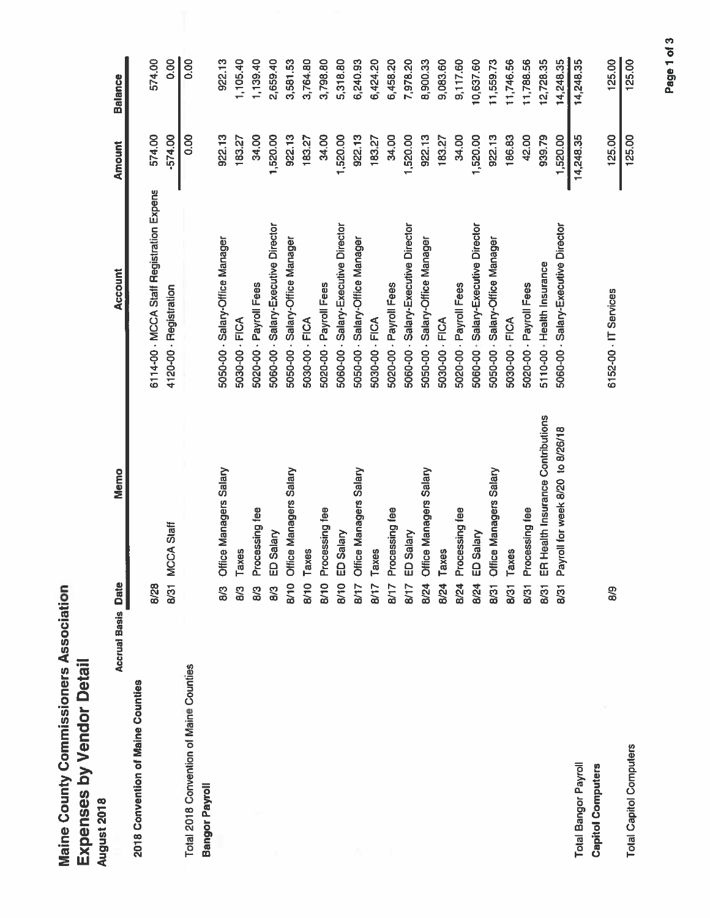# Maine County Commissioners Association

## Expenses by Vendor Detail

### August 2018

Accrual Basis

| | Date | Memo | Account | Amount | Balance |
|---|---|---|---|---|---|
| **2018 Convention of Maine Counties** | | | | | |
| | 8/28 | | 6114-00 · MCCA Staff Registration Expens | 574.00 | 574.00 |
| | 8/31 | MCCA Staff | 4120-00 · Registration | -574.00 | 0.00 |
| Total 2018 Convention of Maine Counties | | | | 0.00 | 0.00 |
| **Bangor Payroll** | | | | | |
| | 8/3 | Office Managers Salary | 5050-00 · Salary-Office Manager | 922.13 | 922.13 |
| | 8/3 | Taxes | 5030-00 · FICA | 183.27 | 1,105.40 |
| | 8/3 | Processing fee | 5020-00 · Payroll Fees | 34.00 | 1,139.40 |
| | 8/3 | ED Salary | 5060-00 · Salary-Executive Director | 1,520.00 | 2,659.40 |
| | 8/10 | Office Managers Salary | 5050-00 · Salary-Office Manager | 922.13 | 3,581.53 |
| | 8/10 | Taxes | 5030-00 · FICA | 183.27 | 3,764.80 |
| | 8/10 | Processing fee | 5020-00 · Payroll Fees | 34.00 | 3,798.80 |
| | 8/10 | ED Salary | 5060-00 · Salary-Executive Director | 1,520.00 | 5,318.80 |
| | 8/17 | Office Managers Salary | 5050-00 · Salary-Office Manager | 922.13 | 6,240.93 |
| | 8/17 | Taxes | 5030-00 · FICA | 183.27 | 6,424.20 |
| | 8/17 | Processing fee | 5020-00 · Payroll Fees | 34.00 | 6,458.20 |
| | 8/17 | ED Salary | 5060-00 · Salary-Executive Director | 1,520.00 | 7,978.20 |
| | 8/24 | Office Managers Salary | 5050-00 · Salary-Office Manager | 922.13 | 8,900.33 |
| | 8/24 | Taxes | 5030-00 · FICA | 183.27 | 9,083.60 |
| | 8/24 | Processing fee | 5020-00 · Payroll Fees | 34.00 | 9,117.60 |
| | 8/24 | ED Salary | 5060-00 · Salary-Executive Director | 1,520.00 | 10,637.60 |
| | 8/31 | Office Managers Salary | 5050-00 · Salary-Office Manager | 922.13 | 11,559.73 |
| | 8/31 | Taxes | 5030-00 · FICA | 186.83 | 11,746.56 |
| | 8/31 | Processing fee | 5020-00 · Payroll Fees | 42.00 | 11,788.56 |
| | 8/31 | ER Health Insurance Contributions | 5110-00 · Health Insurance | 939.79 | 12,728.35 |
| | 8/31 | Payroll for week 8/20 to 8/26/18 | 5060-00 · Salary-Executive Director | 1,520.00 | 14,248.35 |
| Total Bangor Payroll | | | | 14,248.35 | 14,248.35 |
| **Capitol Computers** | | | | | |
| | 8/9 | | 6152-00 · IT Services | 125.00 | 125.00 |
| Total Capitol Computers | | | | 125.00 | 125.00 |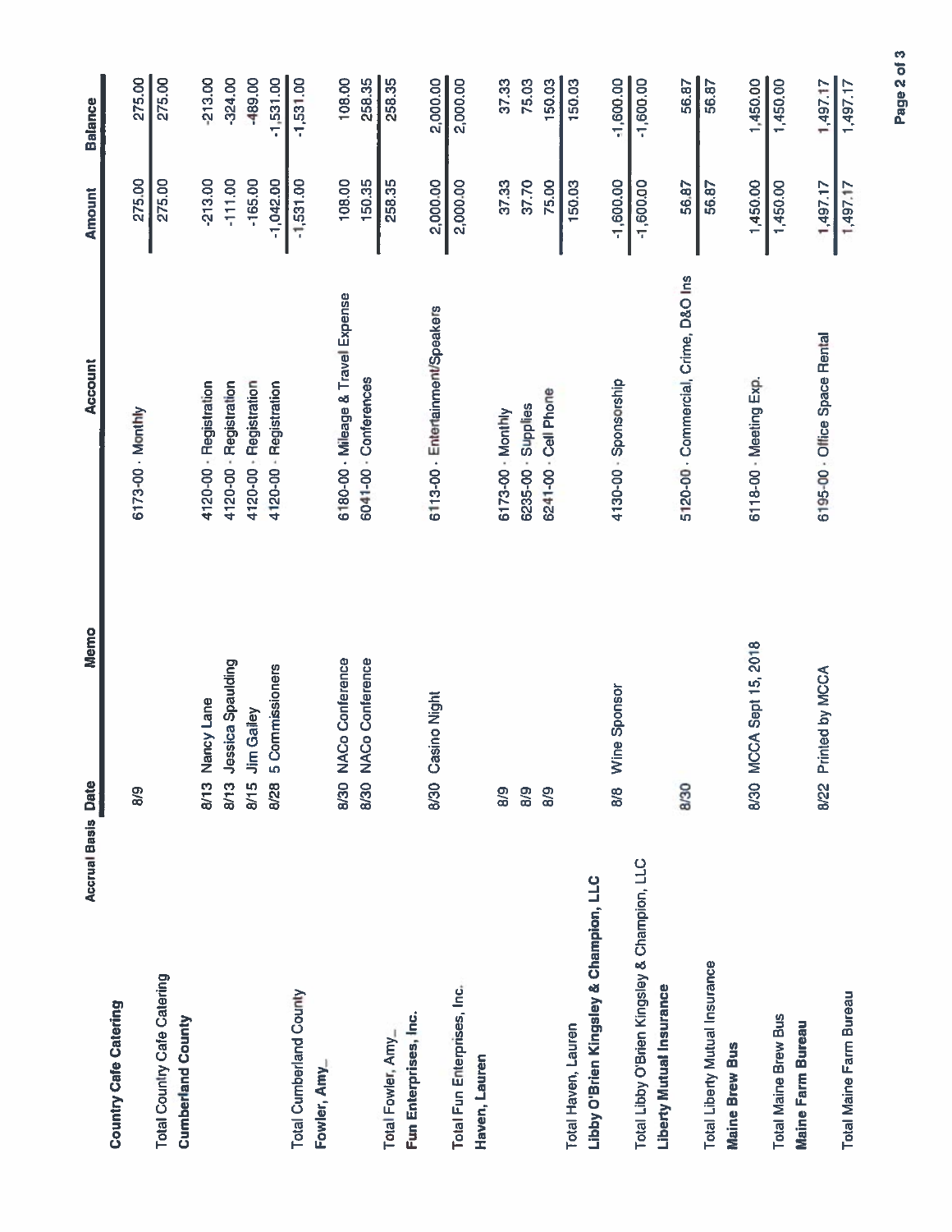| Accrual Basis | Date | Memo | Account | Amount | Balance |
|---|---|---|---|---|---|
| **Country Cafe Catering** | | | | | |
| | 8/9 | | 6173-00 · Monthly | 275.00 | 275.00 |
| Total Country Cafe Catering | | | | 275.00 | 275.00 |
| **Cumberland County** | | | | | |
| | 8/13 | Nancy Lane | 4120-00 · Registration | -213.00 | -213.00 |
| | 8/13 | Jessica Spaulding | 4120-00 · Registration | -111.00 | -324.00 |
| | 8/15 | Jim Gailey | 4120-00 · Registration | -165.00 | -489.00 |
| | 8/28 | 5 Commissioners | 4120-00 · Registration | -1,042.00 | -1,531.00 |
| Total Cumberland County | | | | -1,531.00 | -1,531.00 |
| **Fowler, Amy_** | | | | | |
| | 8/30 | NACo Conference | 6180-00 · Mileage & Travel Expense | 108.00 | 108.00 |
| | 8/30 | NACo Conference | 6041-00 · Conferences | 150.35 | 258.35 |
| Total Fowler, Amy_ | | | | 258.35 | 258.35 |
| **Fun Enterprises, Inc.** | | | | | |
| | 8/30 | Casino Night | 6113-00 · Entertainment/Speakers | 2,000.00 | 2,000.00 |
| Total Fun Enterprises, Inc. | | | | 2,000.00 | 2,000.00 |
| **Haven, Lauren** | | | | | |
| | 8/9 | | 6173-00 · Monthly | 37.33 | 37.33 |
| | 8/9 | | 6235-00 · Supplies | 37.70 | 75.03 |
| | 8/9 | | 6241-00 · Cell Phone | 75.00 | 150.03 |
| Total Haven, Lauren | | | | 150.03 | 150.03 |
| **Libby O'Brien Kingsley & Champion, LLC** | | | | | |
| | 8/8 | Wine Sponsor | 4130-00 · Sponsorship | -1,600.00 | -1,600.00 |
| Total Libby O'Brien Kingsley & Champion, LLC | | | | -1,600.00 | -1,600.00 |
| **Liberty Mutual Insurance** | | | | | |
| | 8/30 | | 5120-00 · Commercial, Crime, D&O Ins | 56.87 | 56.87 |
| Total Liberty Mutual Insurance | | | | 56.87 | 56.87 |
| **Maine Brew Bus** | | | | | |
| | 8/30 | MCCA Sept 15, 2018 | 6118-00 · Meeting Exp. | 1,450.00 | 1,450.00 |
| Total Maine Brew Bus | | | | 1,450.00 | 1,450.00 |
| **Maine Farm Bureau** | | | | | |
| | 8/22 | Printed by MCCA | 6195-00 · Office Space Rental | 1,497.17 | 1,497.17 |
| Total Maine Farm Bureau | | | | 1,497.17 | 1,497.17 |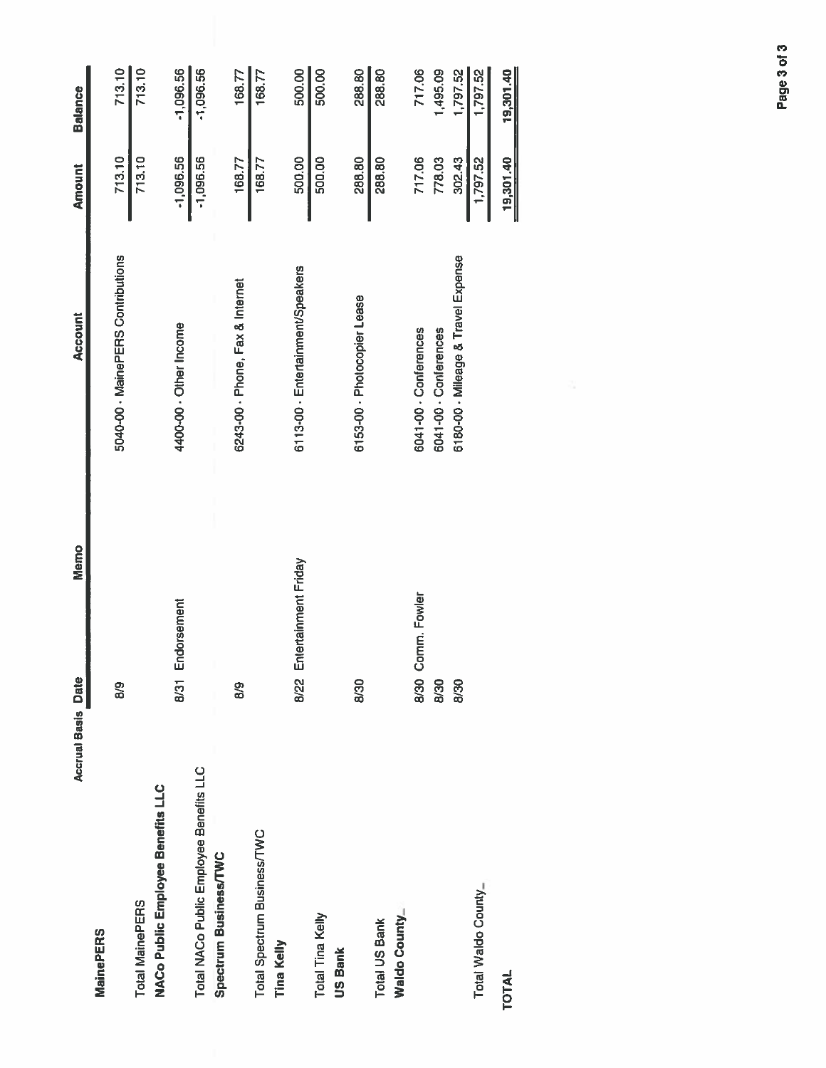| Accrual Basis | Date | Memo | Account | Amount | Balance |
|---|---|---|---|---|---|
| **MainePERS** | | | | | |
| | 8/9 | | 5040-00 · MainePERS Contributions | 713.10 | 713.10 |
| Total MainePERS | | | | 713.10 | 713.10 |
| **NACo Public Employee Benefits LLC** | | | | | |
| | 8/31 | Endorsement | 4400-00 · Other Income | -1,096.56 | -1,096.56 |
| Total NACo Public Employee Benefits LLC | | | | -1,096.56 | -1,096.56 |
| **Spectrum Business/TWC** | | | | | |
| | 8/9 | | 6243-00 · Phone, Fax & Internet | 168.77 | 168.77 |
| Total Spectrum Business/TWC | | | | 168.77 | 168.77 |
| **Tina Kelly** | | | | | |
| | 8/22 | Entertainment Friday | 6113-00 · Entertainment/Speakers | 500.00 | 500.00 |
| Total Tina Kelly | | | | 500.00 | 500.00 |
| **US Bank** | | | | | |
| | 8/30 | | 6153-00 · Photocopier Lease | 288.80 | 288.80 |
| Total US Bank | | | | 288.80 | 288.80 |
| **Waldo County_** | | | | | |
| | 8/30 | Comm. Fowler | 6041-00 · Conferences | 717.06 | 717.06 |
| | 8/30 | | 6041-00 · Conferences | 778.03 | 1,495.09 |
| | 8/30 | | 6180-00 · Mileage & Travel Expense | 302.43 | 1,797.52 |
| Total Waldo County_ | | | | 1,797.52 | 1,797.52 |
| **TOTAL** | | | | 19,301.40 | 19,301.40 |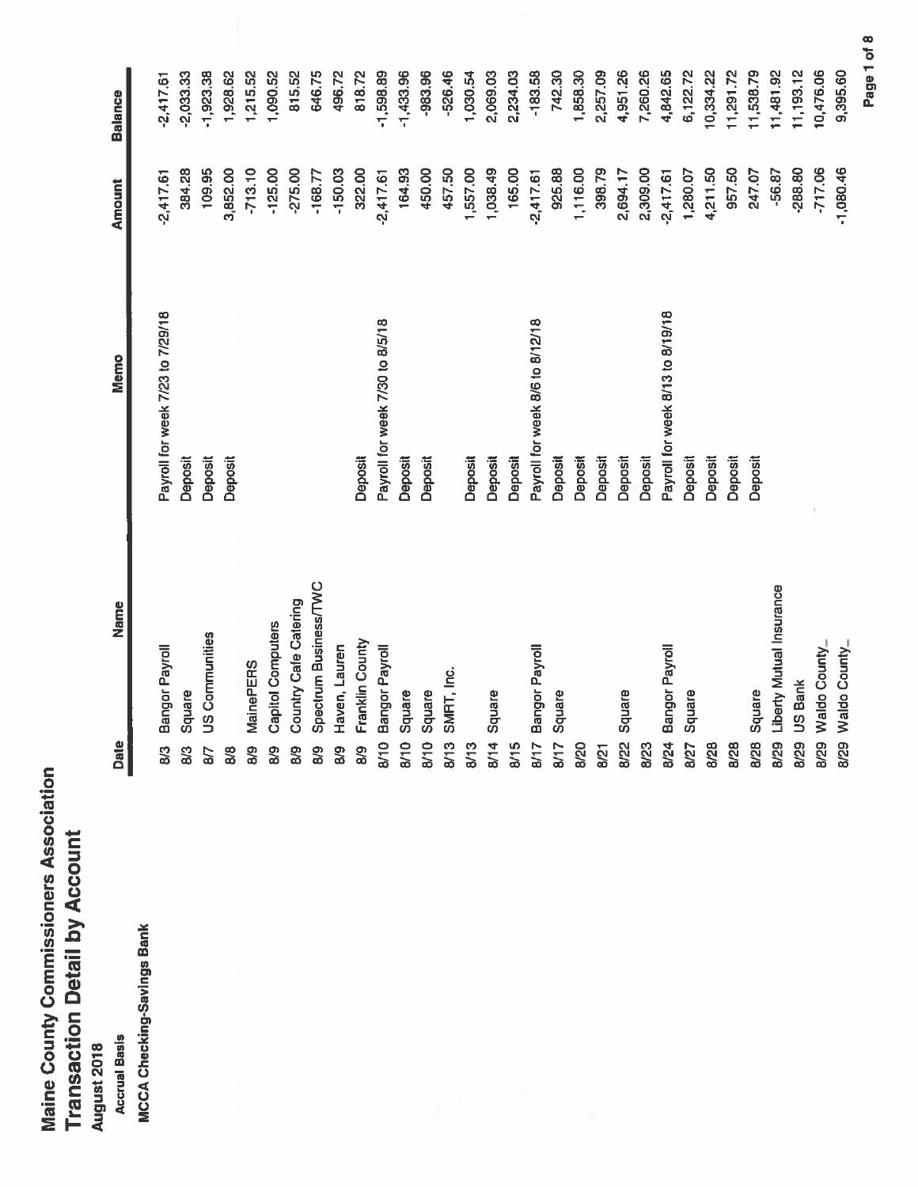# Maine County Commissioners Association

## Transaction Detail by Account

**August 2018**

**Accrual Basis**

**MCCA Checking-Savings Bank**

| Date | Name | Memo | Amount | Balance |
|---|---|---|---|---|
| 8/3 | Bangor Payroll | Payroll for week 7/23 to 7/29/18 | -2,417.61 | -2,417.61 |
| 8/3 | Square | Deposit | 384.28 | -2,033.33 |
| 8/7 | US Communities | Deposit | 109.95 | -1,923.38 |
| 8/8 | | Deposit | 3,852.00 | 1,928.62 |
| 8/9 | MainePERS | | -713.10 | 1,215.52 |
| 8/9 | Capitol Computers | | -125.00 | 1,090.52 |
| 8/9 | Country Cafe Catering | | -275.00 | 815.52 |
| 8/9 | Spectrum Business/TWC | | -168.77 | 646.75 |
| 8/9 | Haven, Lauren | | -150.03 | 496.72 |
| 8/9 | Franklin County | Deposit | 322.00 | 818.72 |
| 8/10 | Bangor Payroll | Payroll for week 7/30 to 8/5/18 | -2,417.61 | -1,598.89 |
| 8/10 | Square | Deposit | 164.93 | -1,433.96 |
| 8/10 | Square | Deposit | 450.00 | -983.96 |
| 8/13 | SMRT, Inc. | | 457.50 | -526.46 |
| 8/13 | | Deposit | 1,557.00 | 1,030.54 |
| 8/14 | Square | Deposit | 1,038.49 | 2,069.03 |
| 8/15 | | Deposit | 165.00 | 2,234.03 |
| 8/17 | Bangor Payroll | Payroll for week 8/6 to 8/12/18 | -2,417.61 | -183.58 |
| 8/17 | Square | Deposit | 925.88 | 742.30 |
| 8/20 | | Deposit | 1,116.00 | 1,858.30 |
| 8/21 | | Deposit | 398.79 | 2,257.09 |
| 8/22 | Square | Deposit | 2,694.17 | 4,951.26 |
| 8/23 | | Deposit | 2,309.00 | 7,260.26 |
| 8/24 | Bangor Payroll | Payroll for week 8/13 to 8/19/18 | -2,417.61 | 4,842.65 |
| 8/27 | Square | Deposit | 1,280.07 | 6,122.72 |
| 8/28 | | Deposit | 4,211.50 | 10,334.22 |
| 8/28 | | Deposit | 957.50 | 11,291.72 |
| 8/28 | Square | Deposit | 247.07 | 11,538.79 |
| 8/29 | Liberty Mutual Insurance | | -56.87 | 11,481.92 |
| 8/29 | US Bank | | -288.80 | 11,193.12 |
| 8/29 | Waldo County_ | | -717.06 | 10,476.06 |
| 8/29 | Waldo County_ | | -1,080.46 | 9,395.60 |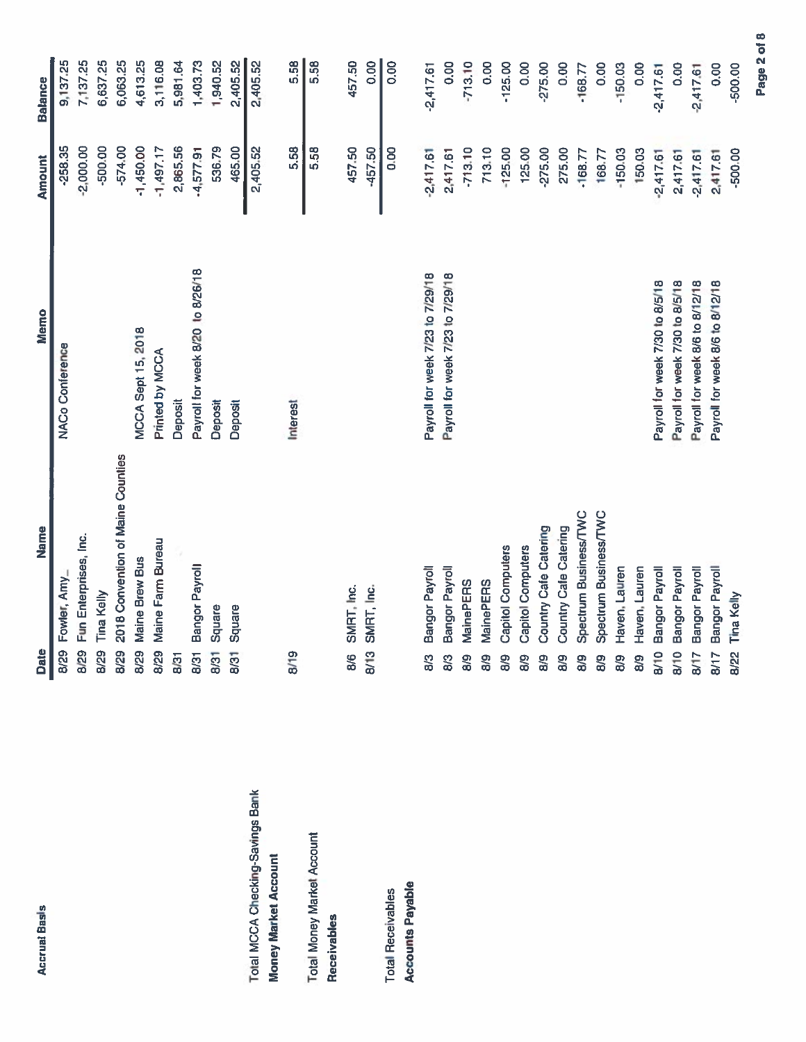**Accrual Basis**

| | Date | Name | Memo | Amount | Balance |
|---|---|---|---|---|---|
| | 8/29 | Fowler, Amy_ | NACo Conference | -258.35 | 9,137.25 |
| | 8/29 | Fun Enterprises, Inc. | | -2,000.00 | 7,137.25 |
| | 8/29 | Tina Kelly | | -500.00 | 6,637.25 |
| | 8/29 | 2018 Convention of Maine Counties | | -574.00 | 6,063.25 |
| | 8/29 | Maine Brew Bus | MCCA Sept 15, 2018 | -1,450.00 | 4,613.25 |
| | 8/29 | Maine Farm Bureau | Printed by MCCA | -1,497.17 | 3,116.08 |
| | 8/31 | | Deposit | 2,865.56 | 5,981.64 |
| | 8/31 | Bangor Payroll | Payroll for week 8/20 to 8/26/18 | -4,577.91 | 1,403.73 |
| | 8/31 | Square | Deposit | 536.79 | 1,940.52 |
| | 8/31 | Square | Deposit | 465.00 | 2,405.52 |
| **Total MCCA Checking-Savings Bank** | | | | 2,405.52 | 2,405.52 |
| **Money Market Account** | | | | | |
| | 8/19 | | Interest | 5.58 | 5.58 |
| **Total Money Market Account** | | | | 5.58 | 5.58 |
| **Receivables** | | | | | |
| | 8/6 | SMRT, Inc. | | 457.50 | 457.50 |
| | 8/13 | SMRT, Inc. | | -457.50 | 0.00 |
| **Total Receivables** | | | | 0.00 | 0.00 |
| **Accounts Payable** | | | | | |
| | 8/3 | Bangor Payroll | Payroll for week 7/23 to 7/29/18 | -2,417.61 | -2,417.61 |
| | 8/3 | Bangor Payroll | Payroll for week 7/23 to 7/29/18 | 2,417.61 | 0.00 |
| | 8/9 | MainePERS | | -713.10 | -713.10 |
| | 8/9 | MainePERS | | 713.10 | 0.00 |
| | 8/9 | Capitol Computers | | -125.00 | -125.00 |
| | 8/9 | Capitol Computers | | 125.00 | 0.00 |
| | 8/9 | Country Cafe Catering | | -275.00 | -275.00 |
| | 8/9 | Country Cafe Catering | | 275.00 | 0.00 |
| | 8/9 | Spectrum Business/TWC | | -168.77 | -168.77 |
| | 8/9 | Spectrum Business/TWC | | 168.77 | 0.00 |
| | 8/9 | Haven, Lauren | | -150.03 | -150.03 |
| | 8/9 | Haven, Lauren | | 150.03 | 0.00 |
| | 8/10 | Bangor Payroll | Payroll for week 7/30 to 8/5/18 | -2,417.61 | -2,417.61 |
| | 8/10 | Bangor Payroll | Payroll for week 7/30 to 8/5/18 | 2,417.61 | 0.00 |
| | 8/17 | Bangor Payroll | Payroll for week 8/6 to 8/12/18 | -2,417.61 | -2,417.61 |
| | 8/17 | Bangor Payroll | Payroll for week 8/6 to 8/12/18 | 2,417.61 | 0.00 |
| | 8/22 | Tina Kelly | | -500.00 | -500.00 |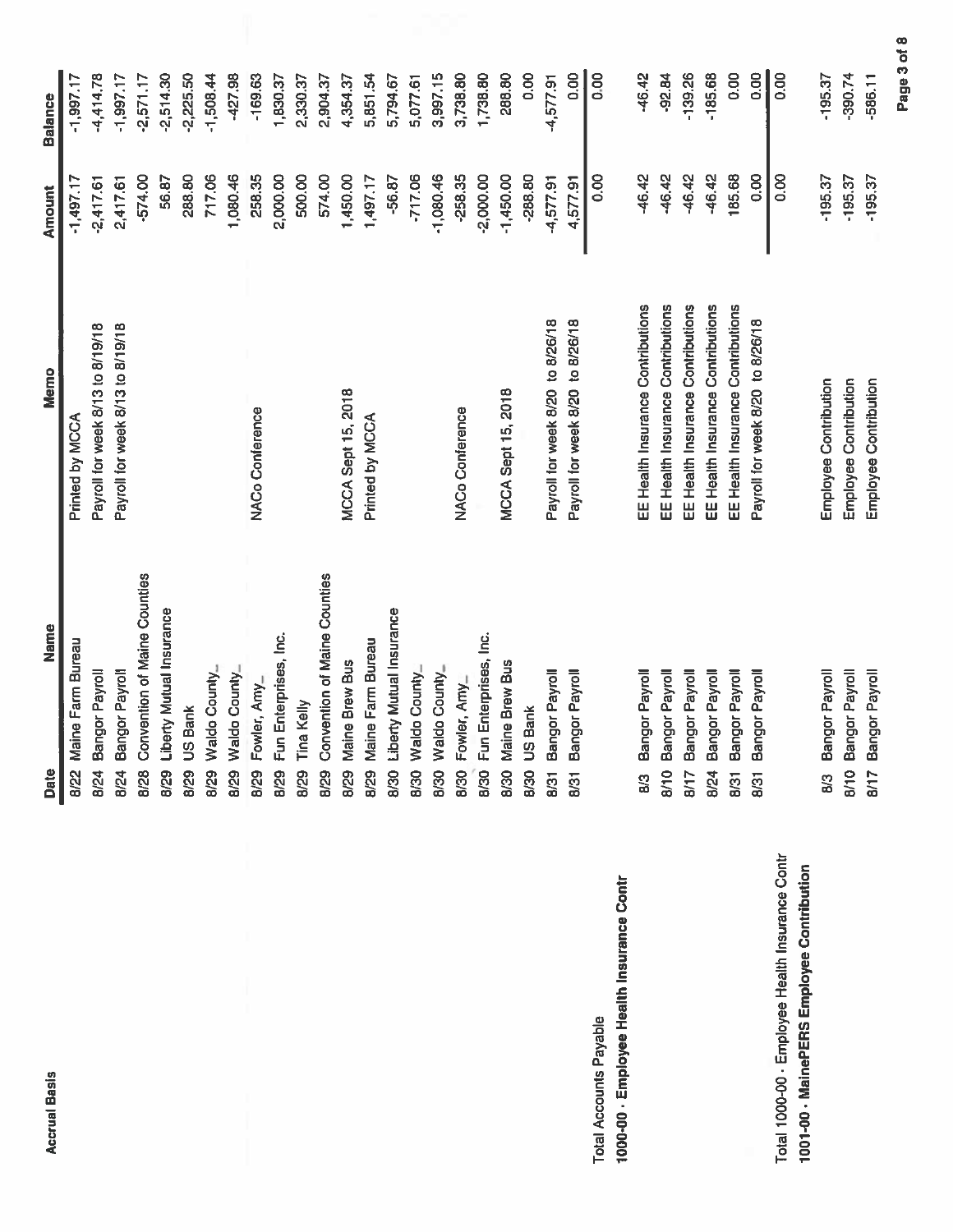| | Date | Name | Memo | Amount | Balance |
|---|---|---|---|---|---|
| | 8/22 | Maine Farm Bureau | Printed by MCCA | -1,497.17 | -1,997.17 |
| | 8/24 | Bangor Payroll | Payroll for week 8/13 to 8/19/18 | -2,417.61 | -4,414.78 |
| | 8/24 | Bangor Payroll | Payroll for week 8/13 to 8/19/18 | 2,417.61 | -1,997.17 |
| | 8/28 | Convention of Maine Counties | | -574.00 | -2,571.17 |
| | 8/29 | Liberty Mutual Insurance | | 56.87 | -2,514.30 |
| | 8/29 | US Bank | | 288.80 | -2,225.50 |
| | 8/29 | Waldo County_ | | 717.06 | -1,508.44 |
| | 8/29 | Waldo County_ | | 1,080.46 | -427.98 |
| | 8/29 | Fowler, Amy_ | NACo Conference | 258.35 | -169.63 |
| | 8/29 | Fun Enterprises, Inc. | | 2,000.00 | 1,830.37 |
| | 8/29 | Tina Kelly | | 500.00 | 2,330.37 |
| | 8/29 | Convention of Maine Counties | | 574.00 | 2,904.37 |
| | 8/29 | Maine Brew Bus | MCCA Sept 15, 2018 | 1,450.00 | 4,354.37 |
| | 8/29 | Maine Farm Bureau | Printed by MCCA | 1,497.17 | 5,851.54 |
| | 8/30 | Liberty Mutual Insurance | | -56.87 | 5,794.67 |
| | 8/30 | Waldo County_ | | -717.06 | 5,077.61 |
| | 8/30 | Waldo County_ | | -1,080.46 | 3,997.15 |
| | 8/30 | Fowler, Amy_ | NACo Conference | -258.35 | 3,738.80 |
| | 8/30 | Fun Enterprises, Inc. | | -2,000.00 | 1,738.80 |
| | 8/30 | Maine Brew Bus | MCCA Sept 15, 2018 | -1,450.00 | 288.80 |
| | 8/30 | US Bank | | -288.80 | 0.00 |
| | 8/31 | Bangor Payroll | Payroll for week 8/20 to 8/26/18 | -4,577.91 | -4,577.91 |
| | 8/31 | Bangor Payroll | Payroll for week 8/20 to 8/26/18 | 4,577.91 | 0.00 |
| Total Accounts Payable | | | | 0.00 | 0.00 |
| **1000-00 · Employee Health Insurance Contr** | | | | | |
| | 8/3 | Bangor Payroll | EE Health Insurance Contributions | -46.42 | -46.42 |
| | 8/10 | Bangor Payroll | EE Health Insurance Contributions | -46.42 | -92.84 |
| | 8/17 | Bangor Payroll | EE Health Insurance Contributions | -46.42 | -139.26 |
| | 8/24 | Bangor Payroll | EE Health Insurance Contributions | -46.42 | -185.68 |
| | 8/31 | Bangor Payroll | EE Health Insurance Contributions | 185.68 | 0.00 |
| | 8/31 | Bangor Payroll | Payroll for week 8/20 to 8/26/18 | 0.00 | 0.00 |
| Total 1000-00 · Employee Health Insurance Contr | | | | 0.00 | 0.00 |
| **1001-00 · MainePERS Employee Contribution** | | | | | |
| | 8/3 | Bangor Payroll | Employee Contribution | -195.37 | -195.37 |
| | 8/10 | Bangor Payroll | Employee Contribution | -195.37 | -390.74 |
| | 8/17 | Bangor Payroll | Employee Contribution | -195.37 | -586.11 |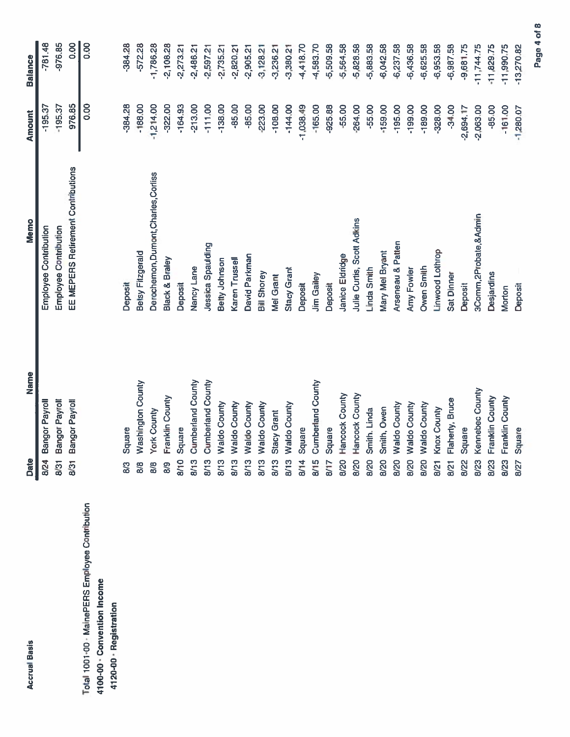**Accrual Basis**

| | Date | Name | Memo | Amount | Balance |
|---|---|---|---|---|---|
| | 8/24 | Bangor Payroll | Employee Contribution | -195.37 | -781.48 |
| | 8/31 | Bangor Payroll | Employee Contribution | -195.37 | -976.85 |
| | 8/31 | Bangor Payroll | EE MEPERS Retirement Contributions | 976.85 | 0.00 |
| **Total 1001-00 · MainePERS Employee Contribution** | | | | 0.00 | 0.00 |
| **4100-00 · Convention Income** | | | | | |
| **4120-00 · Registration** | | | | | |
| | 8/3 | Square | Deposit | -384.28 | -384.28 |
| | 8/8 | Washington County | Betsy Fitzgerald | -188.00 | -572.28 |
| | 8/8 | York County | Derochemon,Dumont,Charles,Corliss | -1,214.00 | -1,786.28 |
| | 8/9 | Franklin County | Black & Braley | -322.00 | -2,108.28 |
| | 8/10 | Square | Deposit | -164.93 | -2,273.21 |
| | 8/13 | Cumberland County | Nancy Lane | -213.00 | -2,486.21 |
| | 8/13 | Cumberland County | Jessica Spaulding | -111.00 | -2,597.21 |
| | 8/13 | Waldo County | Betty Johnson | -138.00 | -2,735.21 |
| | 8/13 | Waldo County | Karen Trussell | -85.00 | -2,820.21 |
| | 8/13 | Waldo County | David Parkman | -85.00 | -2,905.21 |
| | 8/13 | Waldo County | Bill Shorey | -223.00 | -3,128.21 |
| | 8/13 | Stacy Grant | Mel Grant | -108.00 | -3,236.21 |
| | 8/13 | Waldo County | Stacy Grant | -144.00 | -3,380.21 |
| | 8/14 | Square | Deposit | -1,038.49 | -4,418.70 |
| | 8/15 | Cumberland County | Jim Gailey | -165.00 | -4,583.70 |
| | 8/17 | Square | Deposit | -925.88 | -5,509.58 |
| | 8/20 | Hancock County | Janice Eldridge | -55.00 | -5,564.58 |
| | 8/20 | Hancock County | Julie Curtis, Scott Adkins | -264.00 | -5,828.58 |
| | 8/20 | Smith, Linda | Linda Smith | -55.00 | -5,883.58 |
| | 8/20 | Smith, Owen | Mary Mel Bryant | -159.00 | -6,042.58 |
| | 8/20 | Waldo County | Arseneau & Patten | -195.00 | -6,237.58 |
| | 8/20 | Waldo County | Amy Fowler | -199.00 | -6,436.58 |
| | 8/20 | Waldo County | Owen Smith | -189.00 | -6,625.58 |
| | 8/21 | Knox County | Linwood Lothrop | -328.00 | -6,953.58 |
| | 8/21 | Flaherty, Bruce | Sat Dinner | -34.00 | -6,987.58 |
| | 8/22 | Square | Deposit | -2,694.17 | -9,681.75 |
| | 8/23 | Kennebec County | 3Comm,2Probate,&Admin | -2,063.00 | -11,744.75 |
| | 8/23 | Franklin County | Desjardins | -85.00 | -11,829.75 |
| | 8/23 | Franklin County | Morton | -161.00 | -11,990.75 |
| | 8/27 | Square | Deposit | -1,280.07 | -13,270.82 |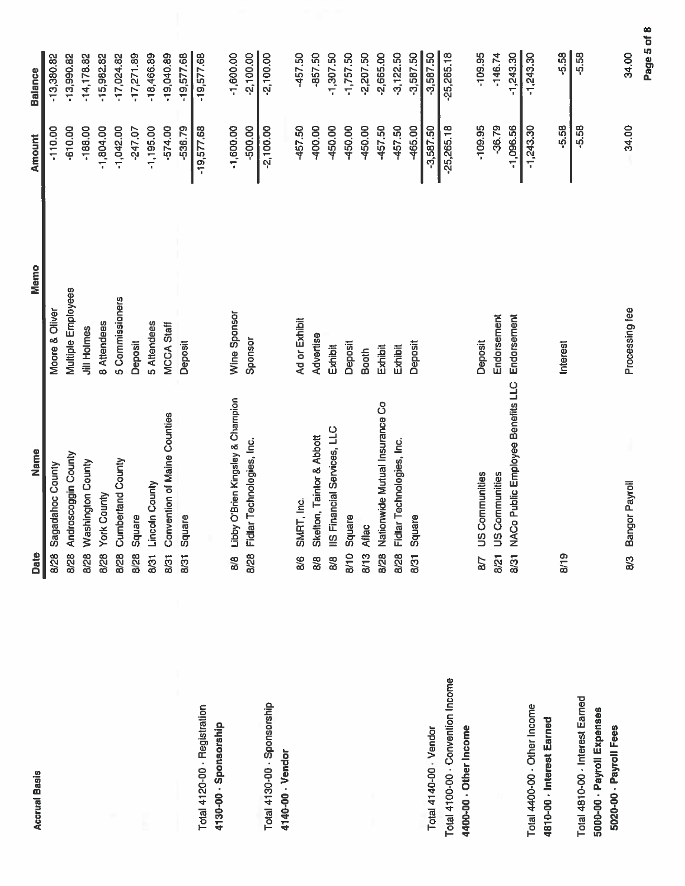**Accrual Basis**

| | Date | Name | Memo | Amount | Balance |
|---|---|---|---|---|---|
| | 8/28 | Sagadahoc County | Moore & Oliver | -110.00 | -13,380.82 |
| | 8/28 | Androscoggin County | Multiple Employees | -610.00 | -13,990.82 |
| | 8/28 | Washington County | Jill Holmes | -188.00 | -14,178.82 |
| | 8/28 | York County | 8 Attendees | -1,804.00 | -15,982.82 |
| | 8/28 | Cumberland County | 5 Commissioners | -1,042.00 | -17,024.82 |
| | 8/28 | Square | Deposit | -247.07 | -17,271.89 |
| | 8/31 | Lincoln County | 5 Attendees | -1,195.00 | -18,466.89 |
| | 8/31 | Convention of Maine Counties | MCCA Staff | -574.00 | -19,040.89 |
| | 8/31 | Square | Deposit | -536.79 | -19,577.68 |
| Total 4120-00 · Registration | | | | -19,577.68 | -19,577.68 |
| **4130-00 · Sponsorship** | | | | | |
| | 8/8 | Libby O'Brien Kingsley & Champion | Wine Sponsor | -1,600.00 | -1,600.00 |
| | 8/28 | Fidlar Technologies, Inc. | Sponsor | -500.00 | -2,100.00 |
| Total 4130-00 · Sponsorship | | | | -2,100.00 | -2,100.00 |
| **4140-00 · Vendor** | | | | | |
| | 8/6 | SMRT, Inc. | Ad or Exhibit | -457.50 | -457.50 |
| | 8/8 | Skelton, Taintor & Abbott | Advertise | -400.00 | -857.50 |
| | 8/8 | IIS Financial Services, LLC | Exhibit | -450.00 | -1,307.50 |
| | 8/10 | Square | Deposit | -450.00 | -1,757.50 |
| | 8/13 | Aflac | Booth | -450.00 | -2,207.50 |
| | 8/28 | Nationwide Mutual Insurance Co | Exhibit | -457.50 | -2,665.00 |
| | 8/28 | Fidlar Technologies, Inc. | Exhibit | -457.50 | -3,122.50 |
| | 8/31 | Square | Deposit | -465.00 | -3,587.50 |
| Total 4140-00 · Vendor | | | | -3,587.50 | -3,587.50 |
| Total 4100-00 · Convention Income | | | | -25,265.18 | -25,265.18 |
| **4400-00 · Other Income** | | | | | |
| | 8/7 | US Communities | Deposit | -109.95 | -109.95 |
| | 8/21 | US Communities | Endorsement | -36.79 | -146.74 |
| | 8/31 | NACo Public Employee Benefits LLC | Endorsement | -1,096.56 | -1,243.30 |
| Total 4400-00 · Other Income | | | | -1,243.30 | -1,243.30 |
| **4810-00 · Interest Earned** | | | | | |
| | 8/19 | | Interest | -5.58 | -5.58 |
| Total 4810-00 · Interest Earned | | | | -5.58 | -5.58 |
| **5000-00 · Payroll Expenses** | | | | | |
| **5020-00 · Payroll Fees** | | | | | |
| | 8/3 | Bangor Payroll | Processing fee | 34.00 | 34.00 |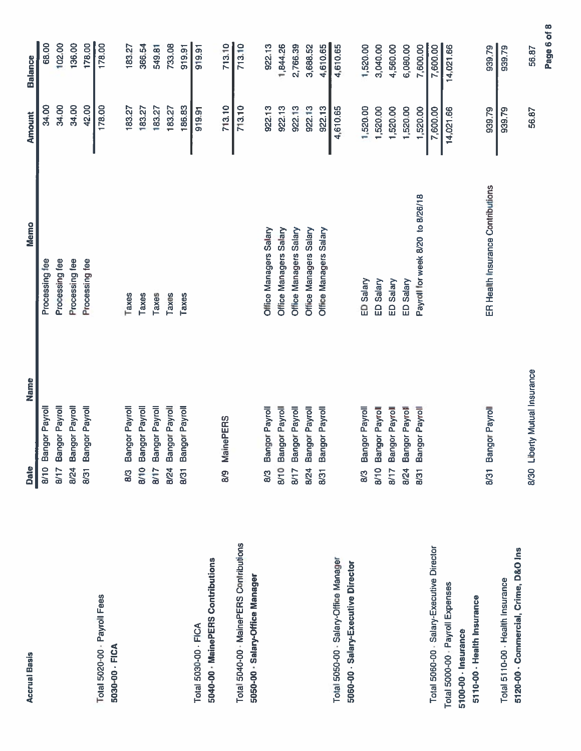**Accrual Basis**

| | Date | Name | Memo | Amount | Balance |
|---|---|---|---|---|---|
| | 8/10 | Bangor Payroll | Processing fee | 34.00 | 68.00 |
| | 8/17 | Bangor Payroll | Processing fee | 34.00 | 102.00 |
| | 8/24 | Bangor Payroll | Processing fee | 34.00 | 136.00 |
| | 8/31 | Bangor Payroll | Processing fee | 42.00 | 178.00 |
| Total 5020-00 · Payroll Fees | | | | 178.00 | 178.00 |
| **5030-00 · FICA** | | | | | |
| | 8/3 | Bangor Payroll | Taxes | 183.27 | 183.27 |
| | 8/10 | Bangor Payroll | Taxes | 183.27 | 366.54 |
| | 8/17 | Bangor Payroll | Taxes | 183.27 | 549.81 |
| | 8/24 | Bangor Payroll | Taxes | 183.27 | 733.08 |
| | 8/31 | Bangor Payroll | Taxes | 186.83 | 919.91 |
| Total 5030-00 · FICA | | | | 919.91 | 919.91 |
| **5040-00 · MainePERS Contributions** | | | | | |
| | 8/9 | MainePERS | | 713.10 | 713.10 |
| Total 5040-00 · MainePERS Contributions | | | | 713.10 | 713.10 |
| **5050-00 · Salary-Office Manager** | | | | | |
| | 8/3 | Bangor Payroll | Office Managers Salary | 922.13 | 922.13 |
| | 8/10 | Bangor Payroll | Office Managers Salary | 922.13 | 1,844.26 |
| | 8/17 | Bangor Payroll | Office Managers Salary | 922.13 | 2,766.39 |
| | 8/24 | Bangor Payroll | Office Managers Salary | 922.13 | 3,688.52 |
| | 8/31 | Bangor Payroll | Office Managers Salary | 922.13 | 4,610.65 |
| Total 5050-00 · Salary-Office Manager | | | | 4,610.65 | 4,610.65 |
| **5060-00 · Salary-Executive Director** | | | | | |
| | 8/3 | Bangor Payroll | ED Salary | 1,520.00 | 1,520.00 |
| | 8/10 | Bangor Payroll | ED Salary | 1,520.00 | 3,040.00 |
| | 8/17 | Bangor Payroll | ED Salary | 1,520.00 | 4,560.00 |
| | 8/24 | Bangor Payroll | ED Salary | 1,520.00 | 6,080.00 |
| | 8/31 | Bangor Payroll | Payroll for week 8/20 to 8/26/18 | 1,520.00 | 7,600.00 |
| Total 5060-00 · Salary-Executive Director | | | | 7,600.00 | 7,600.00 |
| Total 5000-00 · Payroll Expenses | | | | 14,021.66 | 14,021.66 |
| **5100-00 · Insurance** | | | | | |
| **5110-00 · Health Insurance** | | | | | |
| | 8/31 | Bangor Payroll | ER Health Insurance Contributions | 939.79 | 939.79 |
| Total 5110-00 · Health Insurance | | | | 939.79 | 939.79 |
| **5120-00 · Commercial, Crime, D&O Ins** | | | | | |
| | 8/30 | Liberty Mutual Insurance | | 56.87 | 56.87 |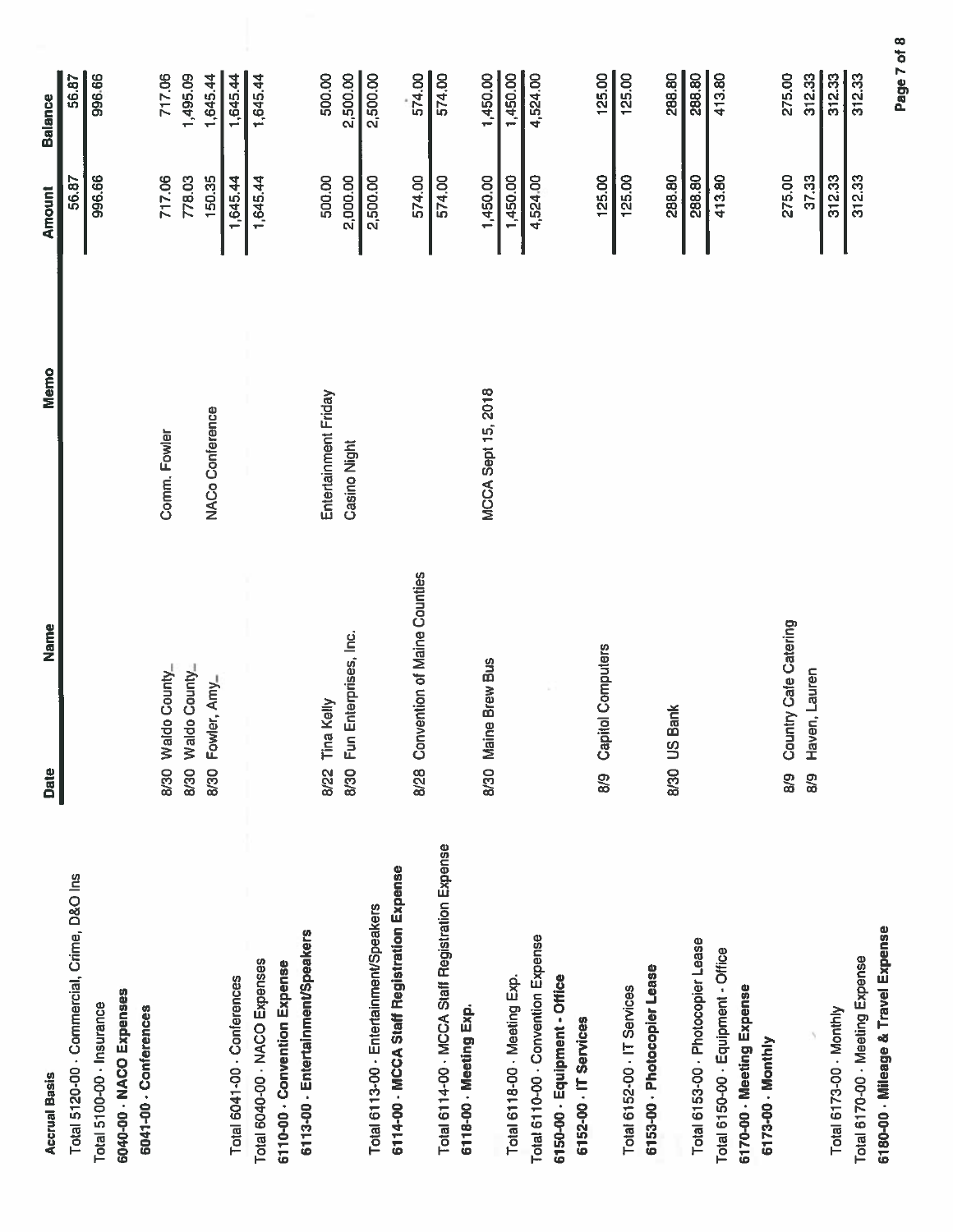| Accrual Basis | Date | Name | Memo | Amount | Balance |
|---|---|---|---|---|---|
| Total 5120-00 · Commercial, Crime, D&O Ins | | | | 56.87 | 56.87 |
| Total 5100-00 · Insurance | | | | 996.66 | 996.66 |
| **6040-00 · NACO Expenses** | | | | | |
| **6041-00 · Conferences** | | | | | |
| | 8/30 | Waldo County_ | Comm. Fowler | 717.06 | 717.06 |
| | 8/30 | Waldo County_ | | 778.03 | 1,495.09 |
| | 8/30 | Fowler, Amy_ | NACo Conference | 150.35 | 1,645.44 |
| Total 6041-00 · Conferences | | | | 1,645.44 | 1,645.44 |
| Total 6040-00 · NACO Expenses | | | | 1,645.44 | 1,645.44 |
| **6110-00 · Convention Expense** | | | | | |
| **6113-00 · Entertainment/Speakers** | | | | | |
| | 8/22 | Tina Kelly | Entertainment Friday | 500.00 | 500.00 |
| | 8/30 | Fun Enterprises, Inc. | Casino Night | 2,000.00 | 2,500.00 |
| Total 6113-00 · Entertainment/Speakers | | | | 2,500.00 | 2,500.00 |
| **6114-00 · MCCA Staff Registration Expense** | | | | | |
| | 8/28 | Convention of Maine Counties | | 574.00 | 574.00 |
| Total 6114-00 · MCCA Staff Registration Expense | | | | 574.00 | 574.00 |
| **6118-00 · Meeting Exp.** | | | | | |
| | 8/30 | Maine Brew Bus | MCCA Sept 15, 2018 | 1,450.00 | 1,450.00 |
| Total 6118-00 · Meeting Exp. | | | | 1,450.00 | 1,450.00 |
| Total 6110-00 · Convention Expense | | | | 4,524.00 | 4,524.00 |
| **6150-00 · Equipment - Office** | | | | | |
| **6152-00 · IT Services** | | | | | |
| | 8/9 | Capitol Computers | | 125.00 | 125.00 |
| Total 6152-00 · IT Services | | | | 125.00 | 125.00 |
| **6153-00 · Photocopier Lease** | | | | | |
| | 8/30 | US Bank | | 288.80 | 288.80 |
| Total 6153-00 · Photocopier Lease | | | | 288.80 | 288.80 |
| Total 6150-00 · Equipment - Office | | | | 413.80 | 413.80 |
| **6170-00 · Meeting Expense** | | | | | |
| **6173-00 · Monthly** | | | | | |
| | 8/9 | Country Cafe Catering | | 275.00 | 275.00 |
| | 8/9 | Haven, Lauren | | 37.33 | 312.33 |
| Total 6173-00 · Monthly | | | | 312.33 | 312.33 |
| Total 6170-00 · Meeting Expense | | | | 312.33 | 312.33 |
| **6180-00 · Mileage & Travel Expense** | | | | | |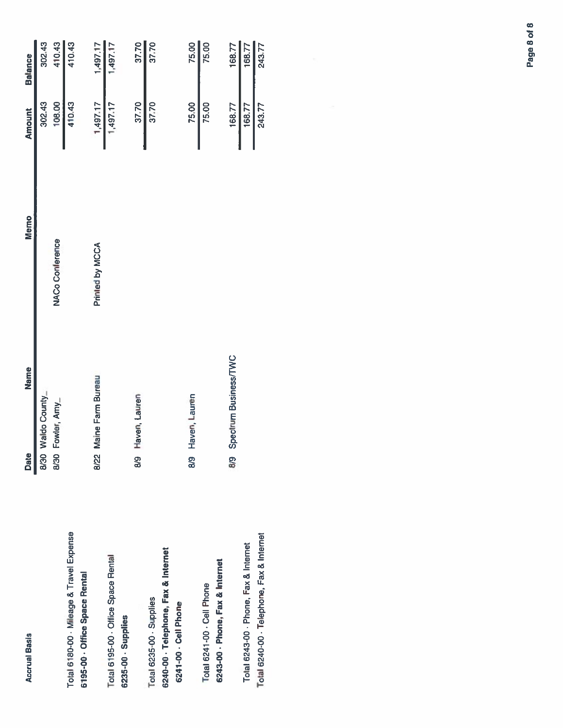**Accrual Basis**

| | Date | Name | Memo | Amount | Balance |
|---|---|---|---|---|---|
| | 8/30 | Waldo County_ | | 302.43 | 302.43 |
| | 8/30 | Fowler, Amy_ | NACo Conference | 108.00 | 410.43 |
| Total 6180-00 · Mileage & Travel Expense | | | | 410.43 | 410.43 |
| **6195-00 · Office Space Rental** | | | | | |
| | 8/22 | Maine Farm Bureau | Printed by MCCA | 1,497.17 | 1,497.17 |
| Total 6195-00 · Office Space Rental | | | | 1,497.17 | 1,497.17 |
| **6235-00 · Supplies** | | | | | |
| | 8/9 | Haven, Lauren | | 37.70 | 37.70 |
| Total 6235-00 · Supplies | | | | 37.70 | 37.70 |
| **6240-00 · Telephone, Fax & Internet** | | | | | |
| **6241-00 · Cell Phone** | | | | | |
| | 8/9 | Haven, Lauren | | 75.00 | 75.00 |
| Total 6241-00 · Cell Phone | | | | 75.00 | 75.00 |
| **6243-00 · Phone, Fax & Internet** | | | | | |
| | 8/9 | Spectrum Business/TWC | | 168.77 | 168.77 |
| Total 6243-00 · Phone, Fax & Internet | | | | 168.77 | 168.77 |
| Total 6240-00 · Telephone, Fax & Internet | | | | 243.77 | 243.77 |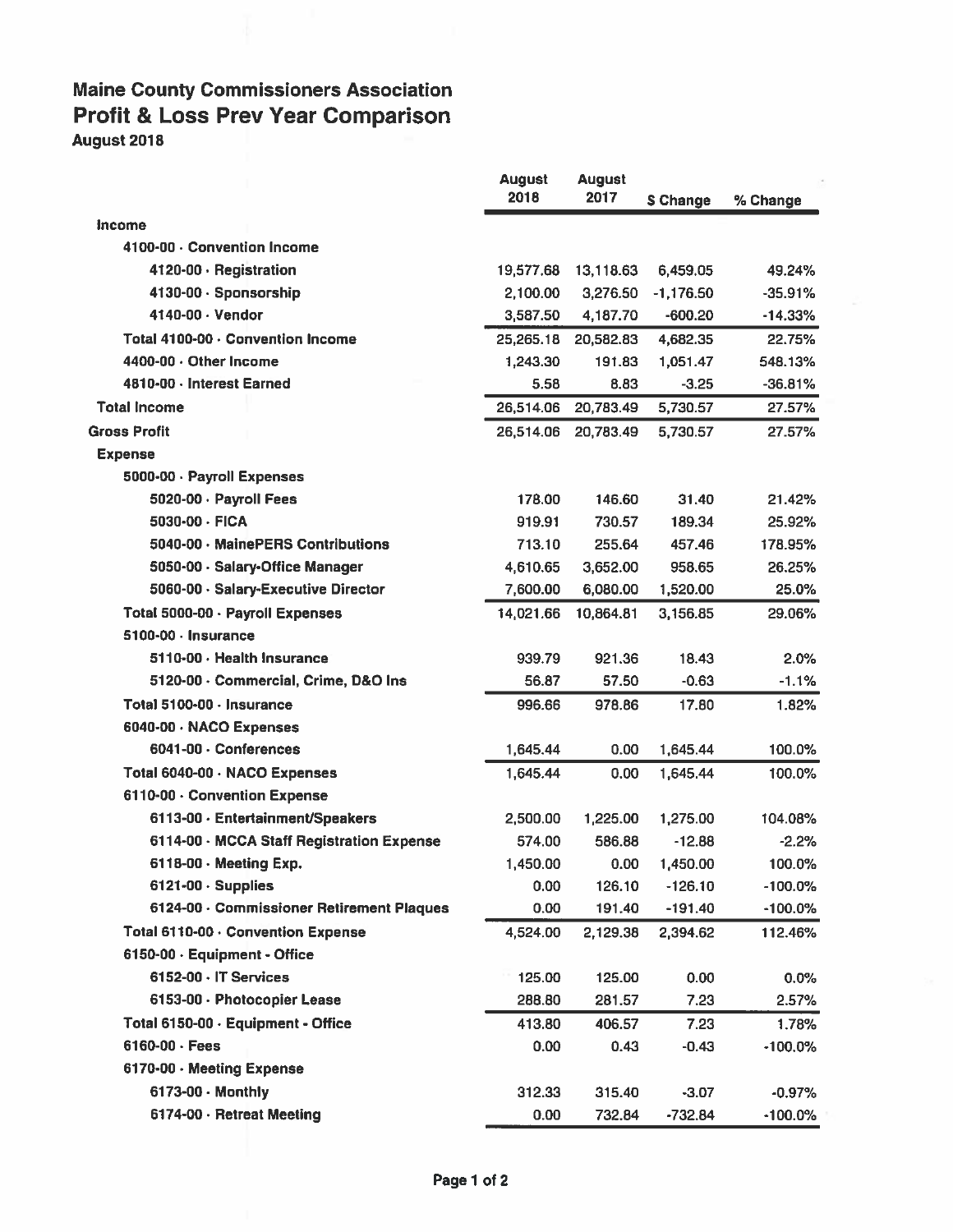# Maine County Commissioners Association
## Profit & Loss Prev Year Comparison
**August 2018**

| | August 2018 | August 2017 | $ Change | % Change |
|---|---|---|---|---|
| **Income** | | | | |
| 4100-00 · Convention Income | | | | |
| 4120-00 · Registration | 19,577.68 | 13,118.63 | 6,459.05 | 49.24% |
| 4130-00 · Sponsorship | 2,100.00 | 3,276.50 | -1,176.50 | -35.91% |
| 4140-00 · Vendor | 3,587.50 | 4,187.70 | -600.20 | -14.33% |
| Total 4100-00 · Convention Income | 25,265.18 | 20,582.83 | 4,682.35 | 22.75% |
| 4400-00 · Other Income | 1,243.30 | 191.83 | 1,051.47 | 548.13% |
| 4810-00 · Interest Earned | 5.58 | 8.83 | -3.25 | -36.81% |
| **Total Income** | 26,514.06 | 20,783.49 | 5,730.57 | 27.57% |
| **Gross Profit** | 26,514.06 | 20,783.49 | 5,730.57 | 27.57% |
| **Expense** | | | | |
| 5000-00 · Payroll Expenses | | | | |
| 5020-00 · Payroll Fees | 178.00 | 146.60 | 31.40 | 21.42% |
| 5030-00 · FICA | 919.91 | 730.57 | 189.34 | 25.92% |
| 5040-00 · MainePERS Contributions | 713.10 | 255.64 | 457.46 | 178.95% |
| 5050-00 · Salary-Office Manager | 4,610.65 | 3,652.00 | 958.65 | 26.25% |
| 5060-00 · Salary-Executive Director | 7,600.00 | 6,080.00 | 1,520.00 | 25.0% |
| Total 5000-00 · Payroll Expenses | 14,021.66 | 10,864.81 | 3,156.85 | 29.06% |
| 5100-00 · Insurance | | | | |
| 5110-00 · Health Insurance | 939.79 | 921.36 | 18.43 | 2.0% |
| 5120-00 · Commercial, Crime, D&O Ins | 56.87 | 57.50 | -0.63 | -1.1% |
| Total 5100-00 · Insurance | 996.66 | 978.86 | 17.80 | 1.82% |
| 6040-00 · NACO Expenses | | | | |
| 6041-00 · Conferences | 1,645.44 | 0.00 | 1,645.44 | 100.0% |
| Total 6040-00 · NACO Expenses | 1,645.44 | 0.00 | 1,645.44 | 100.0% |
| 6110-00 · Convention Expense | | | | |
| 6113-00 · Entertainment/Speakers | 2,500.00 | 1,225.00 | 1,275.00 | 104.08% |
| 6114-00 · MCCA Staff Registration Expense | 574.00 | 586.88 | -12.88 | -2.2% |
| 6118-00 · Meeting Exp. | 1,450.00 | 0.00 | 1,450.00 | 100.0% |
| 6121-00 · Supplies | 0.00 | 126.10 | -126.10 | -100.0% |
| 6124-00 · Commissioner Retirement Plaques | 0.00 | 191.40 | -191.40 | -100.0% |
| Total 6110-00 · Convention Expense | 4,524.00 | 2,129.38 | 2,394.62 | 112.46% |
| 6150-00 · Equipment - Office | | | | |
| 6152-00 · IT Services | 125.00 | 125.00 | 0.00 | 0.0% |
| 6153-00 · Photocopier Lease | 288.80 | 281.57 | 7.23 | 2.57% |
| Total 6150-00 · Equipment - Office | 413.80 | 406.57 | 7.23 | 1.78% |
| 6160-00 · Fees | 0.00 | 0.43 | -0.43 | -100.0% |
| 6170-00 · Meeting Expense | | | | |
| 6173-00 · Monthly | 312.33 | 315.40 | -3.07 | -0.97% |
| 6174-00 · Retreat Meeting | 0.00 | 732.84 | -732.84 | -100.0% |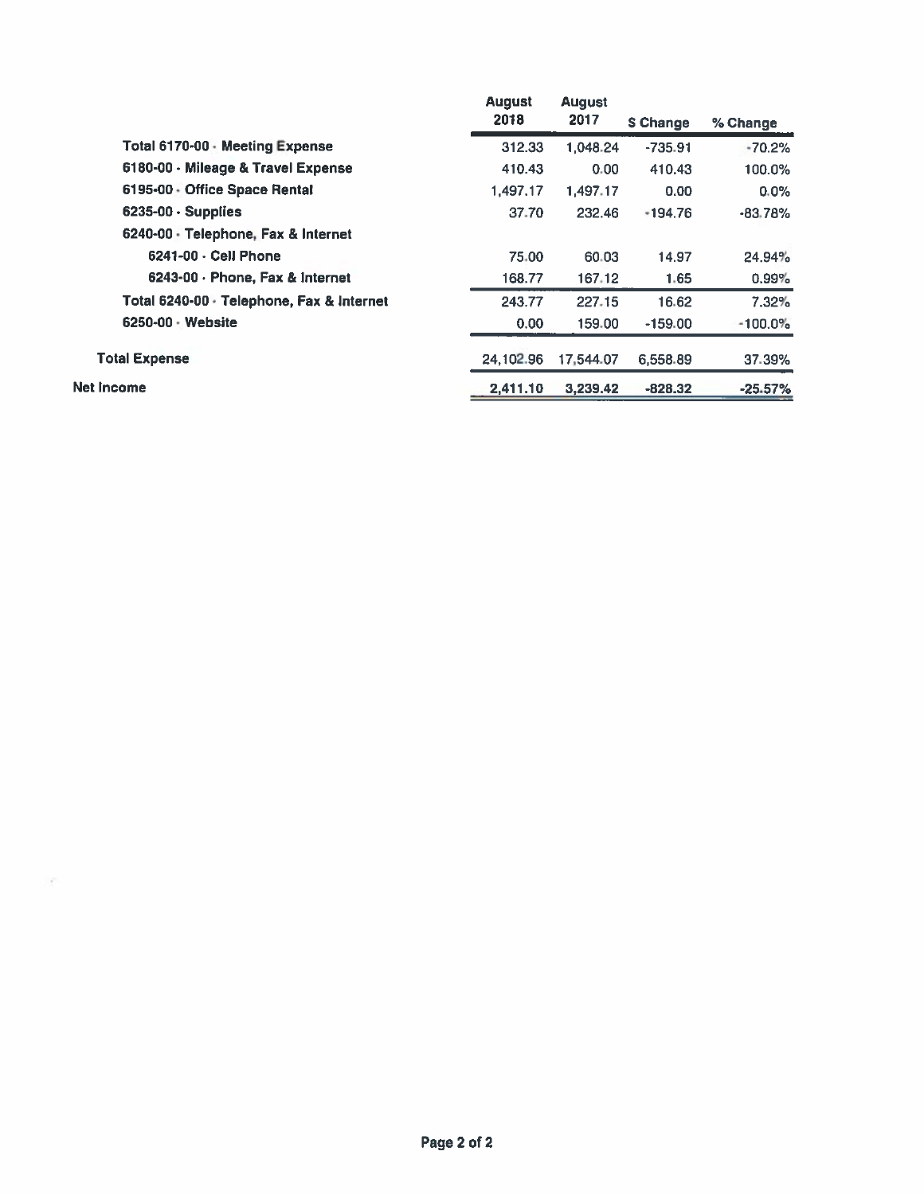| | August 2018 | August 2017 | $ Change | % Change |
|---|---|---|---|---|
| Total 6170-00 · Meeting Expense | 312.33 | 1,048.24 | -735.91 | -70.2% |
| 6180-00 · Mileage & Travel Expense | 410.43 | 0.00 | 410.43 | 100.0% |
| 6195-00 · Office Space Rental | 1,497.17 | 1,497.17 | 0.00 | 0.0% |
| 6235-00 · Supplies | 37.70 | 232.46 | -194.76 | -83.78% |
| 6240-00 · Telephone, Fax & Internet | | | | |
| 6241-00 · Cell Phone | 75.00 | 60.03 | 14.97 | 24.94% |
| 6243-00 · Phone, Fax & Internet | 168.77 | 167.12 | 1.65 | 0.99% |
| Total 6240-00 · Telephone, Fax & Internet | 243.77 | 227.15 | 16.62 | 7.32% |
| 6250-00 · Website | 0.00 | 159.00 | -159.00 | -100.0% |
| Total Expense | 24,102.96 | 17,544.07 | 6,558.89 | 37.39% |
| Net Income | 2,411.10 | 3,239.42 | -828.32 | -25.57% |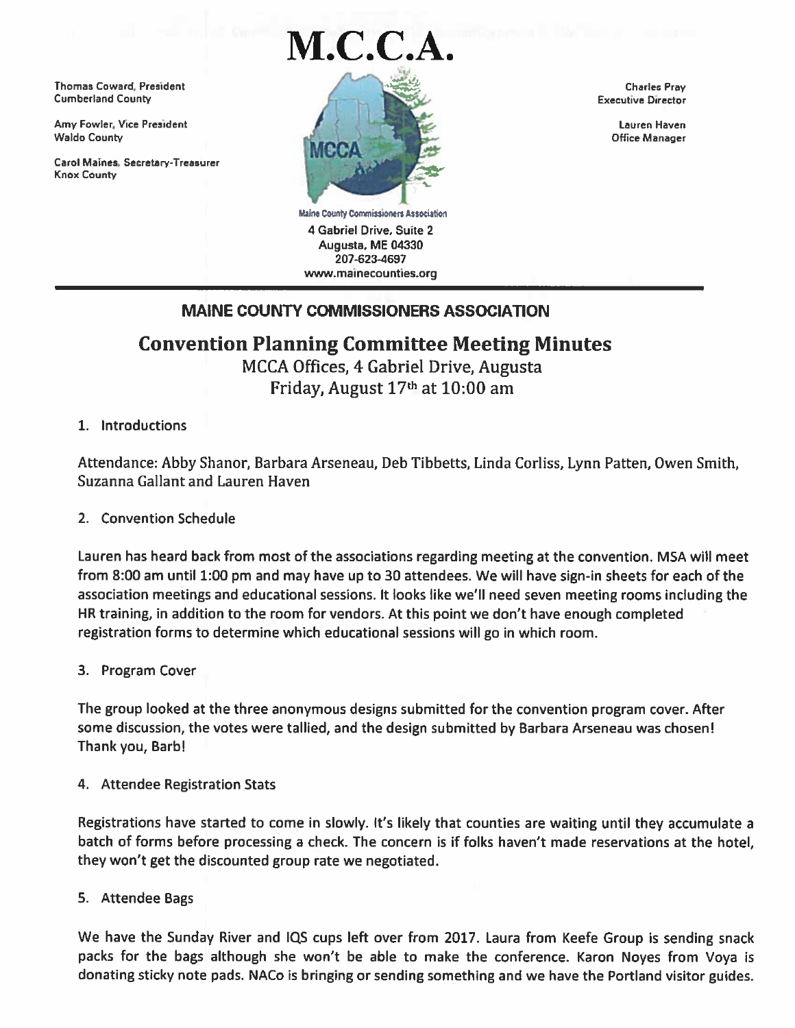Thomas Coward, President
Cumberland County

Amy Fowler, Vice President
Waldo County

Carol Maines, Secretary-Treasurer
Knox County

# M.C.C.A.

Maine County Commissioners Association
4 Gabriel Drive, Suite 2
Augusta, ME 04330
207-623-4697
www.mainecounties.org

Charles Pray
Executive Director

Lauren Haven
Office Manager

---

## MAINE COUNTY COMMISSIONERS ASSOCIATION

## Convention Planning Committee Meeting Minutes

MCCA Offices, 4 Gabriel Drive, Augusta
Friday, August 17th at 10:00 am

1. Introductions

Attendance: Abby Shanor, Barbara Arseneau, Deb Tibbetts, Linda Corliss, Lynn Patten, Owen Smith, Suzanna Gallant and Lauren Haven

2. Convention Schedule

Lauren has heard back from most of the associations regarding meeting at the convention. MSA will meet from 8:00 am until 1:00 pm and may have up to 30 attendees. We will have sign-in sheets for each of the association meetings and educational sessions. It looks like we'll need seven meeting rooms including the HR training, in addition to the room for vendors. At this point we don't have enough completed registration forms to determine which educational sessions will go in which room.

3. Program Cover

The group looked at the three anonymous designs submitted for the convention program cover. After some discussion, the votes were tallied, and the design submitted by Barbara Arseneau was chosen! Thank you, Barb!

4. Attendee Registration Stats

Registrations have started to come in slowly. It's likely that counties are waiting until they accumulate a batch of forms before processing a check. The concern is if folks haven't made reservations at the hotel, they won't get the discounted group rate we negotiated.

5. Attendee Bags

We have the Sunday River and IQS cups left over from 2017. Laura from Keefe Group is sending snack packs for the bags although she won't be able to make the conference. Karon Noyes from Voya is donating sticky note pads. NACo is bringing or sending something and we have the Portland visitor guides.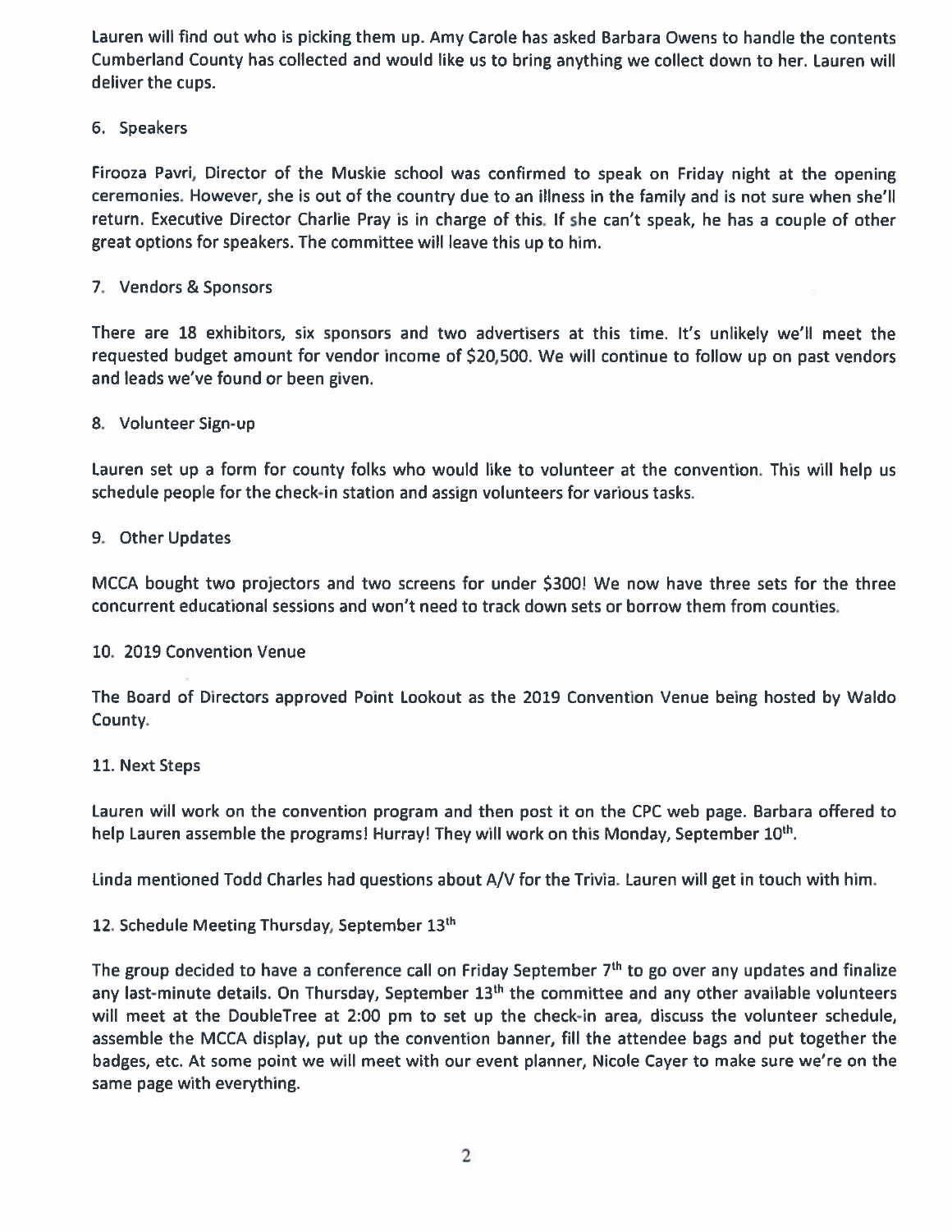Lauren will find out who is picking them up. Amy Carole has asked Barbara Owens to handle the contents Cumberland County has collected and would like us to bring anything we collect down to her. Lauren will deliver the cups.

6. Speakers

Firooza Pavri, Director of the Muskie school was confirmed to speak on Friday night at the opening ceremonies. However, she is out of the country due to an illness in the family and is not sure when she'll return. Executive Director Charlie Pray is in charge of this. If she can't speak, he has a couple of other great options for speakers. The committee will leave this up to him.

7. Vendors & Sponsors

There are 18 exhibitors, six sponsors and two advertisers at this time. It's unlikely we'll meet the requested budget amount for vendor income of $20,500. We will continue to follow up on past vendors and leads we've found or been given.

8. Volunteer Sign-up

Lauren set up a form for county folks who would like to volunteer at the convention. This will help us schedule people for the check-in station and assign volunteers for various tasks.

9. Other Updates

MCCA bought two projectors and two screens for under $300! We now have three sets for the three concurrent educational sessions and won't need to track down sets or borrow them from counties.

10. 2019 Convention Venue

The Board of Directors approved Point Lookout as the 2019 Convention Venue being hosted by Waldo County.

11. Next Steps

Lauren will work on the convention program and then post it on the CPC web page. Barbara offered to help Lauren assemble the programs! Hurray! They will work on this Monday, September 10th.

Linda mentioned Todd Charles had questions about A/V for the Trivia. Lauren will get in touch with him.

12. Schedule Meeting Thursday, September 13th

The group decided to have a conference call on Friday September 7th to go over any updates and finalize any last-minute details. On Thursday, September 13th the committee and any other available volunteers will meet at the DoubleTree at 2:00 pm to set up the check-in area, discuss the volunteer schedule, assemble the MCCA display, put up the convention banner, fill the attendee bags and put together the badges, etc. At some point we will meet with our event planner, Nicole Cayer to make sure we're on the same page with everything.